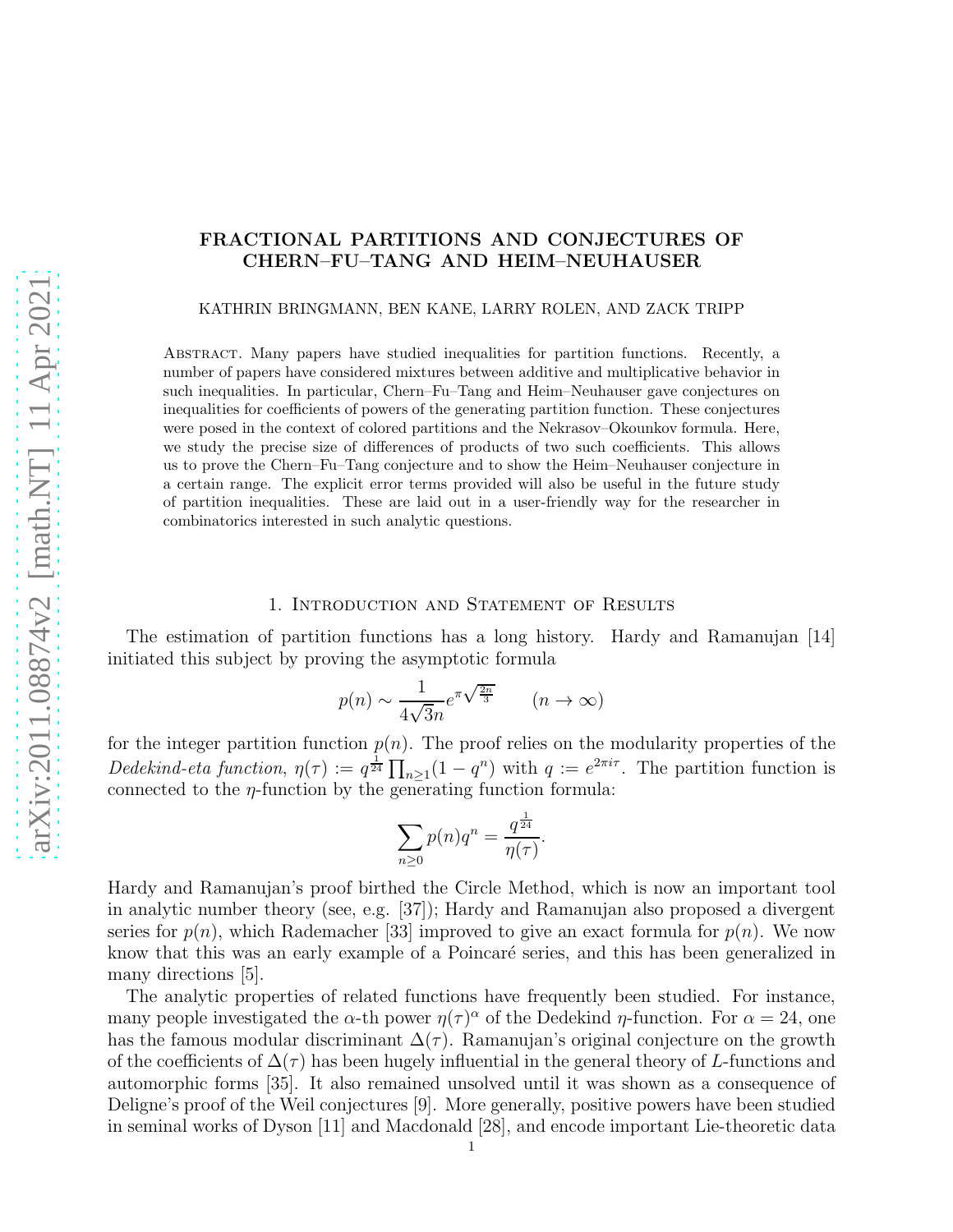# FRACTIONAL PARTITIONS AND CONJECTURES OF CHERN–FU–TANG AND HEIM–NEUHAUSER

KATHRIN BRINGMANN, BEN KANE, LARRY ROLEN, AND ZACK TRIPP

Abstract. Many papers have studied inequalities for partition functions. Recently, a number of papers have considered mixtures between additive and multiplicative behavior in such inequalities. In particular, Chern–Fu–Tang and Heim–Neuhauser gave conjectures on inequalities for coefficients of powers of the generating partition function. These conjectures were posed in the context of colored partitions and the Nekrasov–Okounkov formula. Here, we study the precise size of differences of products of two such coefficients. This allows us to prove the Chern–Fu–Tang conjecture and to show the Heim–Neuhauser conjecture in a certain range. The explicit error terms provided will also be useful in the future study of partition inequalities. These are laid out in a user-friendly way for the researcher in combinatorics interested in such analytic questions.

## 1. Introduction and Statement of Results

The estimation of partition functions has a long history. Hardy and Ramanujan [14] initiated this subject by proving the asymptotic formula

$$p(n) \sim \frac{1}{4\sqrt{3}n} e^{\pi\sqrt{\frac{2n}{3}}} \qquad (n \to \infty)$$

for the integer partition function $p(n)$. The proof relies on the modularity properties of the *Dedekind-eta function*, $\eta(\tau) := q^{\frac{1}{24}} \prod_{n\geq 1}(1-q^n)$ with $q := e^{2\pi i \tau}$. The partition function is connected to the $\eta$-function by the generating function formula:

$$\sum_{n\geq 0} p(n) q^n = \frac{q^{\frac{1}{24}}}{\eta(\tau)}.$$

Hardy and Ramanujan's proof birthed the Circle Method, which is now an important tool in analytic number theory (see, e.g. [37]); Hardy and Ramanujan also proposed a divergent series for $p(n)$, which Rademacher [33] improved to give an exact formula for $p(n)$. We now know that this was an early example of a Poincaré series, and this has been generalized in many directions [5].

The analytic properties of related functions have frequently been studied. For instance, many people investigated the $\alpha$-th power $\eta(\tau)^\alpha$ of the Dedekind $\eta$-function. For $\alpha = 24$, one has the famous modular discriminant $\Delta(\tau)$. Ramanujan's original conjecture on the growth of the coefficients of $\Delta(\tau)$ has been hugely influential in the general theory of $L$-functions and automorphic forms [35]. It also remained unsolved until it was shown as a consequence of Deligne's proof of the Weil conjectures [9]. More generally, positive powers have been studied in seminal works of Dyson [11] and Macdonald [28], and encode important Lie-theoretic data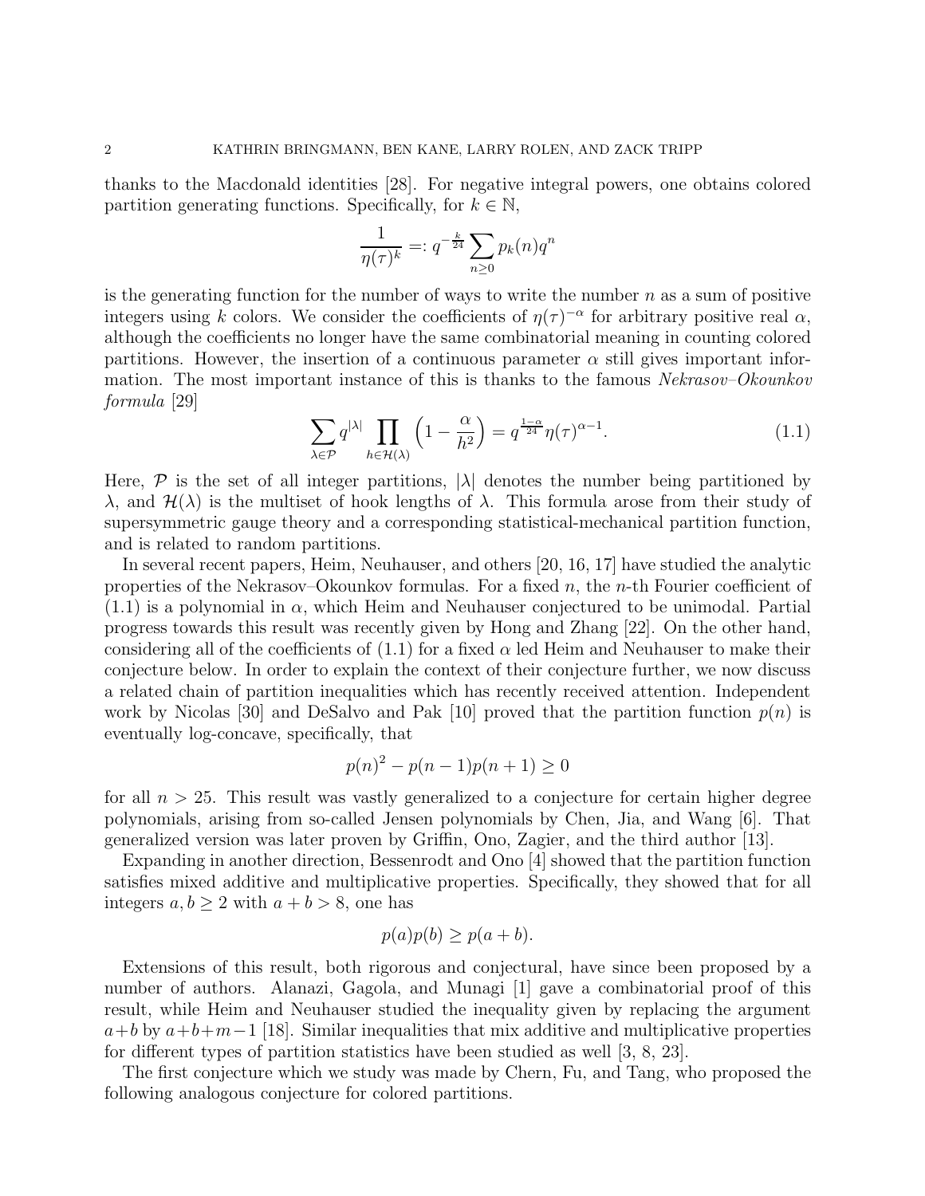thanks to the Macdonald identities [28]. For negative integral powers, one obtains colored partition generating functions. Specifically, for $k \in \mathbb{N}$,

$$\frac{1}{\eta(\tau)^k} =: q^{-\frac{k}{24}} \sum_{n\geq 0} p_k(n) q^n$$

is the generating function for the number of ways to write the number $n$ as a sum of positive integers using $k$ colors. We consider the coefficients of $\eta(\tau)^{-\alpha}$ for arbitrary positive real $\alpha$, although the coefficients no longer have the same combinatorial meaning in counting colored partitions. However, the insertion of a continuous parameter $\alpha$ still gives important information. The most important instance of this is thanks to the famous *Nekrasov–Okounkov formula* [29]

$$\sum_{\lambda\in\mathcal{P}} q^{|\lambda|} \prod_{h\in\mathcal{H}(\lambda)} \left(1 - \frac{\alpha}{h^2}\right) = q^{\frac{1-\alpha}{24}} \eta(\tau)^{\alpha-1}. \tag{1.1}$$

Here, $\mathcal{P}$ is the set of all integer partitions, $|\lambda|$ denotes the number being partitioned by $\lambda$, and $\mathcal{H}(\lambda)$ is the multiset of hook lengths of $\lambda$. This formula arose from their study of supersymmetric gauge theory and a corresponding statistical-mechanical partition function, and is related to random partitions.

In several recent papers, Heim, Neuhauser, and others [20, 16, 17] have studied the analytic properties of the Nekrasov–Okounkov formulas. For a fixed $n$, the $n$-th Fourier coefficient of (1.1) is a polynomial in $\alpha$, which Heim and Neuhauser conjectured to be unimodal. Partial progress towards this result was recently given by Hong and Zhang [22]. On the other hand, considering all of the coefficients of (1.1) for a fixed $\alpha$ led Heim and Neuhauser to make their conjecture below. In order to explain the context of their conjecture further, we now discuss a related chain of partition inequalities which has recently received attention. Independent work by Nicolas [30] and DeSalvo and Pak [10] proved that the partition function $p(n)$ is eventually log-concave, specifically, that

$$p(n)^2 - p(n-1)p(n+1) \geq 0$$

for all $n > 25$. This result was vastly generalized to a conjecture for certain higher degree polynomials, arising from so-called Jensen polynomials by Chen, Jia, and Wang [6]. That generalized version was later proven by Griffin, Ono, Zagier, and the third author [13].

Expanding in another direction, Bessenrodt and Ono [4] showed that the partition function satisfies mixed additive and multiplicative properties. Specifically, they showed that for all integers $a, b \geq 2$ with $a + b > 8$, one has

$$p(a)p(b) \geq p(a+b).$$

Extensions of this result, both rigorous and conjectural, have since been proposed by a number of authors. Alanazi, Gagola, and Munagi [1] gave a combinatorial proof of this result, while Heim and Neuhauser studied the inequality given by replacing the argument $a+b$ by $a+b+m-1$ [18]. Similar inequalities that mix additive and multiplicative properties for different types of partition statistics have been studied as well [3, 8, 23].

The first conjecture which we study was made by Chern, Fu, and Tang, who proposed the following analogous conjecture for colored partitions.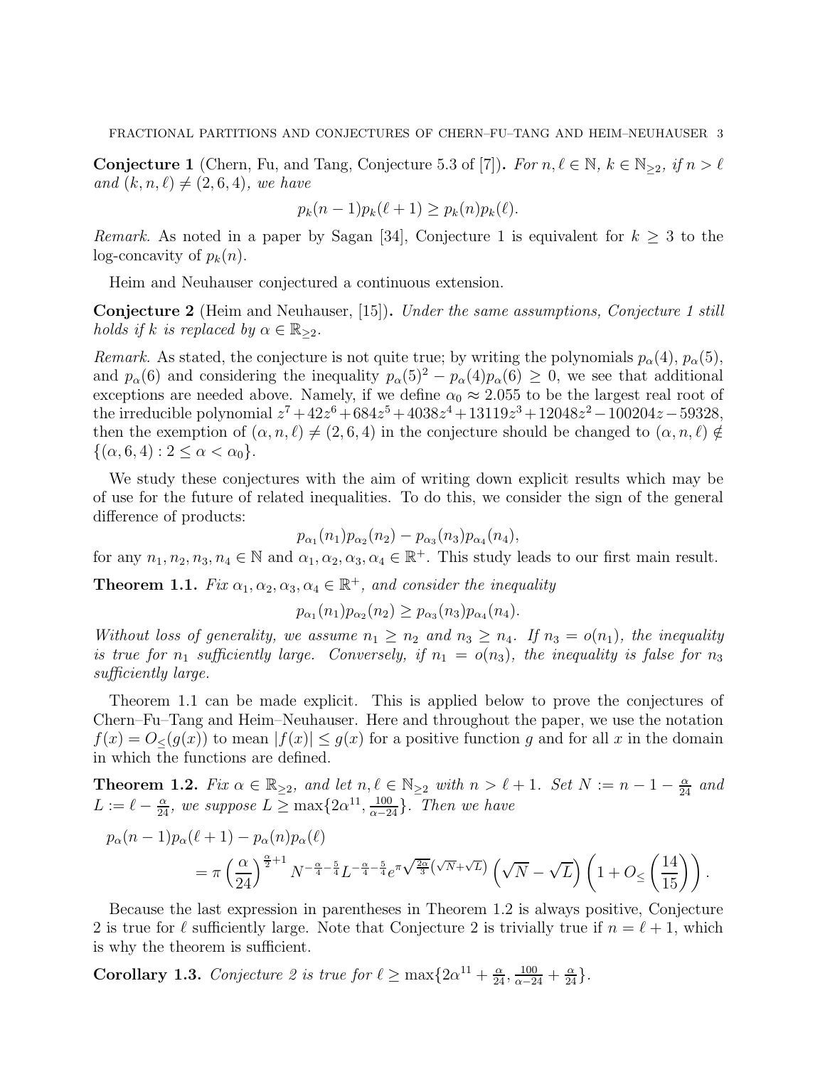**Conjecture 1** (Chern, Fu, and Tang, Conjecture 5.3 of [7])**.** *For $n, \ell \in \mathbb{N}$, $k \in \mathbb{N}_{\geq 2}$, if $n > \ell$ and $(k, n, \ell) \neq (2, 6, 4)$, we have*

$$p_k(n-1)p_k(\ell+1) \geq p_k(n)p_k(\ell).$$

*Remark.* As noted in a paper by Sagan [34], Conjecture 1 is equivalent for $k \geq 3$ to the log-concavity of $p_k(n)$.

Heim and Neuhauser conjectured a continuous extension.

**Conjecture 2** (Heim and Neuhauser, [15])**.** *Under the same assumptions, Conjecture 1 still holds if $k$ is replaced by $\alpha \in \mathbb{R}_{\geq 2}$.*

*Remark.* As stated, the conjecture is not quite true; by writing the polynomials $p_\alpha(4)$, $p_\alpha(5)$, and $p_\alpha(6)$ and considering the inequality $p_\alpha(5)^2 - p_\alpha(4)p_\alpha(6) \geq 0$, we see that additional exceptions are needed above. Namely, if we define $\alpha_0 \approx 2.055$ to be the largest real root of the irreducible polynomial $z^7 + 42z^6 + 684z^5 + 4038z^4 + 13119z^3 + 12048z^2 - 100204z - 59328$, then the exemption of $(\alpha, n, \ell) \neq (2, 6, 4)$ in the conjecture should be changed to $(\alpha, n, \ell) \notin \{(\alpha, 6, 4) : 2 \leq \alpha < \alpha_0\}$.

We study these conjectures with the aim of writing down explicit results which may be of use for the future of related inequalities. To do this, we consider the sign of the general difference of products:

$$p_{\alpha_1}(n_1)p_{\alpha_2}(n_2) - p_{\alpha_3}(n_3)p_{\alpha_4}(n_4),$$

for any $n_1, n_2, n_3, n_4 \in \mathbb{N}$ and $\alpha_1, \alpha_2, \alpha_3, \alpha_4 \in \mathbb{R}^+$. This study leads to our first main result.

**Theorem 1.1.** *Fix $\alpha_1, \alpha_2, \alpha_3, \alpha_4 \in \mathbb{R}^+$, and consider the inequality*

$$p_{\alpha_1}(n_1)p_{\alpha_2}(n_2) \geq p_{\alpha_3}(n_3)p_{\alpha_4}(n_4).$$

*Without loss of generality, we assume $n_1 \geq n_2$ and $n_3 \geq n_4$. If $n_3 = o(n_1)$, the inequality is true for $n_1$ sufficiently large. Conversely, if $n_1 = o(n_3)$, the inequality is false for $n_3$ sufficiently large.*

Theorem 1.1 can be made explicit. This is applied below to prove the conjectures of Chern–Fu–Tang and Heim–Neuhauser. Here and throughout the paper, we use the notation $f(x) = O_{\leq}(g(x))$ to mean $|f(x)| \leq g(x)$ for a positive function $g$ and for all $x$ in the domain in which the functions are defined.

**Theorem 1.2.** *Fix $\alpha \in \mathbb{R}_{\geq 2}$, and let $n, \ell \in \mathbb{N}_{\geq 2}$ with $n > \ell + 1$. Set $N := n - 1 - \frac{\alpha}{24}$ and $L := \ell - \frac{\alpha}{24}$, we suppose $L \geq \max\{2\alpha^{11}, \frac{100}{\alpha - 24}\}$. Then we have*

$$\begin{aligned}
p_\alpha(n-1)p_\alpha(\ell+1) &- p_\alpha(n)p_\alpha(\ell) \\
&= \pi \left(\frac{\alpha}{24}\right)^{\frac{\alpha}{2}+1} N^{-\frac{\alpha}{4}-\frac{5}{4}} L^{-\frac{\alpha}{4}-\frac{5}{4}} e^{\pi\sqrt{\frac{2\alpha}{3}}\left(\sqrt{N}+\sqrt{L}\right)} \left(\sqrt{N} - \sqrt{L}\right) \left(1 + O_{\leq}\left(\frac{14}{15}\right)\right).
\end{aligned}$$

Because the last expression in parentheses in Theorem 1.2 is always positive, Conjecture 2 is true for $\ell$ sufficiently large. Note that Conjecture 2 is trivially true if $n = \ell + 1$, which is why the theorem is sufficient.

**Corollary 1.3.** *Conjecture 2 is true for $\ell \geq \max\{2\alpha^{11} + \frac{\alpha}{24}, \frac{100}{\alpha - 24} + \frac{\alpha}{24}\}$.*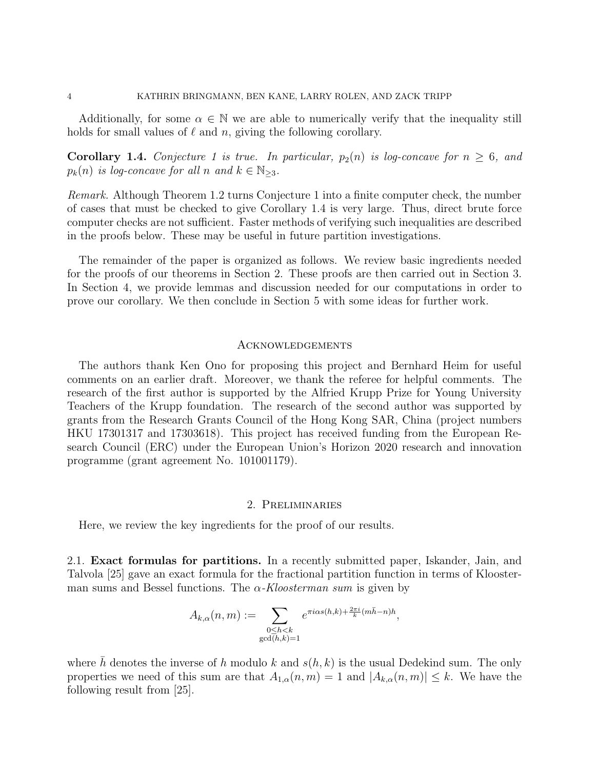Additionally, for some $\alpha \in \mathbb{N}$ we are able to numerically verify that the inequality still holds for small values of $\ell$ and $n$, giving the following corollary.

**Corollary 1.4.** *Conjecture 1 is true. In particular, $p_2(n)$ is log-concave for $n \geq 6$, and $p_k(n)$ is log-concave for all $n$ and $k \in \mathbb{N}_{\geq 3}$.*

*Remark.* Although Theorem 1.2 turns Conjecture 1 into a finite computer check, the number of cases that must be checked to give Corollary 1.4 is very large. Thus, direct brute force computer checks are not sufficient. Faster methods of verifying such inequalities are described in the proofs below. These may be useful in future partition investigations.

The remainder of the paper is organized as follows. We review basic ingredients needed for the proofs of our theorems in Section 2. These proofs are then carried out in Section 3. In Section 4, we provide lemmas and discussion needed for our computations in order to prove our corollary. We then conclude in Section 5 with some ideas for further work.

## Acknowledgements

The authors thank Ken Ono for proposing this project and Bernhard Heim for useful comments on an earlier draft. Moreover, we thank the referee for helpful comments. The research of the first author is supported by the Alfried Krupp Prize for Young University Teachers of the Krupp foundation. The research of the second author was supported by grants from the Research Grants Council of the Hong Kong SAR, China (project numbers HKU 17301317 and 17303618). This project has received funding from the European Research Council (ERC) under the European Union's Horizon 2020 research and innovation programme (grant agreement No. 101001179).

## 2. Preliminaries

Here, we review the key ingredients for the proof of our results.

### 2.1. Exact formulas for partitions.

In a recently submitted paper, Iskander, Jain, and Talvola [25] gave an exact formula for the fractional partition function in terms of Kloosterman sums and Bessel functions. The *$\alpha$-Kloosterman sum* is given by

$$A_{k,\alpha}(n,m) := \sum_{\substack{0 \leq h < k \\ \gcd(h,k)=1}} e^{\pi i \alpha s(h,k) + \frac{2\pi i}{k}(m\bar{h} - n)h},$$

where $\bar{h}$ denotes the inverse of $h$ modulo $k$ and $s(h,k)$ is the usual Dedekind sum. The only properties we need of this sum are that $A_{1,\alpha}(n,m) = 1$ and $|A_{k,\alpha}(n,m)| \leq k$. We have the following result from [25].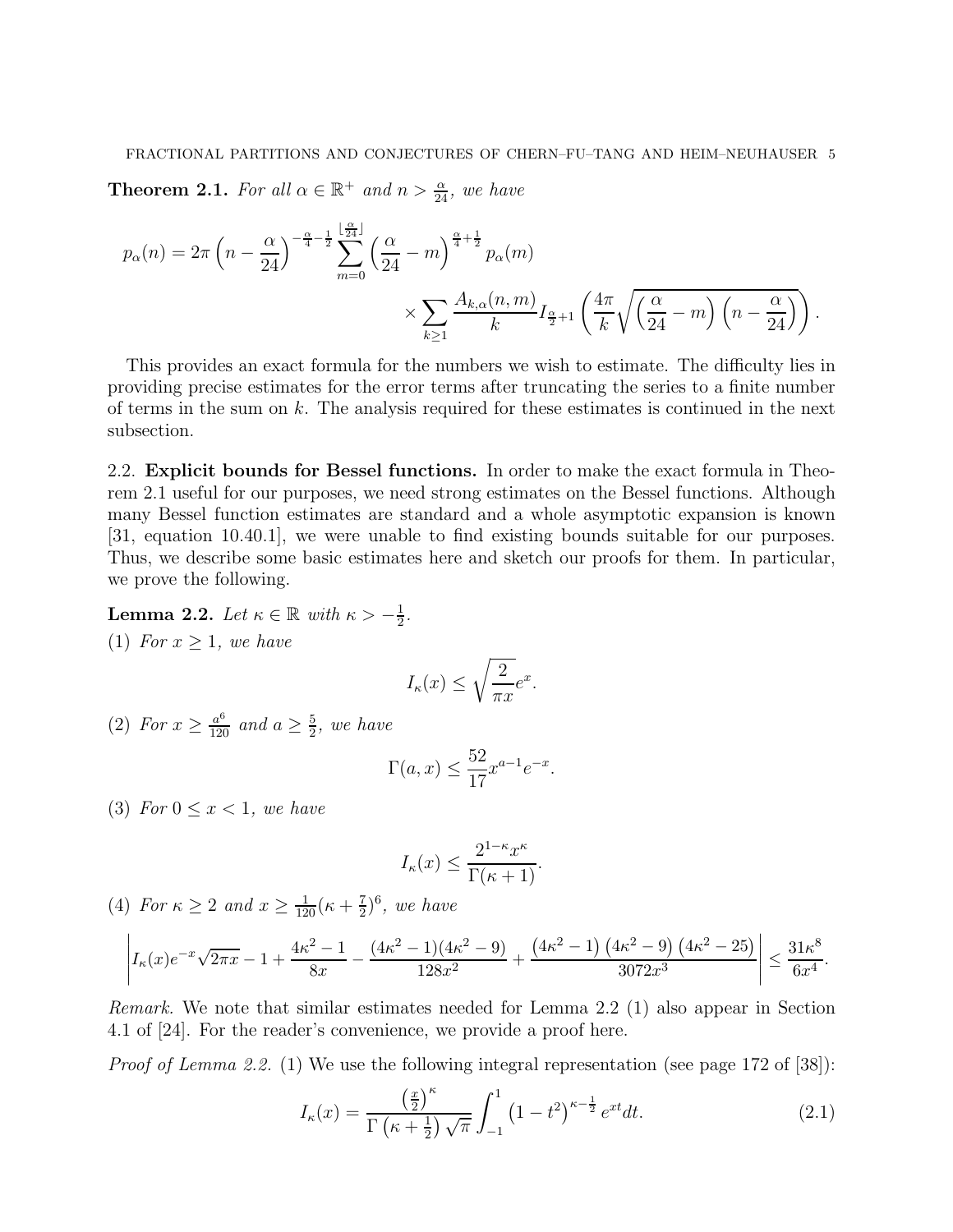**Theorem 2.1.** *For all $\alpha \in \mathbb{R}^+$ and $n > \frac{\alpha}{24}$, we have*

$$p_\alpha(n) = 2\pi \left(n - \frac{\alpha}{24}\right)^{-\frac{\alpha}{4}-\frac{1}{2}} \sum_{m=0}^{\lfloor \frac{\alpha}{24} \rfloor} \left(\frac{\alpha}{24} - m\right)^{\frac{\alpha}{4}+\frac{1}{2}} p_\alpha(m) \times \sum_{k\geq 1} \frac{A_{k,\alpha}(n,m)}{k} I_{\frac{\alpha}{2}+1}\left(\frac{4\pi}{k}\sqrt{\left(\frac{\alpha}{24} - m\right)\left(n - \frac{\alpha}{24}\right)}\right).$$

This provides an exact formula for the numbers we wish to estimate. The difficulty lies in providing precise estimates for the error terms after truncating the series to a finite number of terms in the sum on $k$. The analysis required for these estimates is continued in the next subsection.

## 2.2. Explicit bounds for Bessel functions.

In order to make the exact formula in Theorem 2.1 useful for our purposes, we need strong estimates on the Bessel functions. Although many Bessel function estimates are standard and a whole asymptotic expansion is known [31, equation 10.40.1], we were unable to find existing bounds suitable for our purposes. Thus, we describe some basic estimates here and sketch our proofs for them. In particular, we prove the following.

**Lemma 2.2.** *Let $\kappa \in \mathbb{R}$ with $\kappa > -\frac{1}{2}$.*

(1) *For $x \geq 1$, we have*

$$I_\kappa(x) \leq \sqrt{\frac{2}{\pi x}} e^x.$$

(2) *For $x \geq \frac{a^6}{120}$ and $a \geq \frac{5}{2}$, we have*

$$\Gamma(a, x) \leq \frac{52}{17} x^{a-1} e^{-x}.$$

(3) *For $0 \leq x < 1$, we have*

$$I_\kappa(x) \leq \frac{2^{1-\kappa} x^\kappa}{\Gamma(\kappa + 1)}.$$

(4) *For $\kappa \geq 2$ and $x \geq \frac{1}{120}(\kappa + \frac{7}{2})^6$, we have*

$$\left| I_\kappa(x) e^{-x} \sqrt{2\pi x} - 1 + \frac{4\kappa^2 - 1}{8x} - \frac{(4\kappa^2-1)(4\kappa^2-9)}{128x^2} + \frac{\left(4\kappa^2-1\right)\left(4\kappa^2-9\right)\left(4\kappa^2-25\right)}{3072x^3} \right| \leq \frac{31\kappa^8}{6x^4}.$$

*Remark.* We note that similar estimates needed for Lemma 2.2 (1) also appear in Section 4.1 of [24]. For the reader's convenience, we provide a proof here.

*Proof of Lemma 2.2.* (1) We use the following integral representation (see page 172 of [38]):

$$I_\kappa(x) = \frac{\left(\frac{x}{2}\right)^\kappa}{\Gamma\left(\kappa + \frac{1}{2}\right)\sqrt{\pi}} \int_{-1}^{1} \left(1 - t^2\right)^{\kappa - \frac{1}{2}} e^{xt} dt. \tag{2.1}$$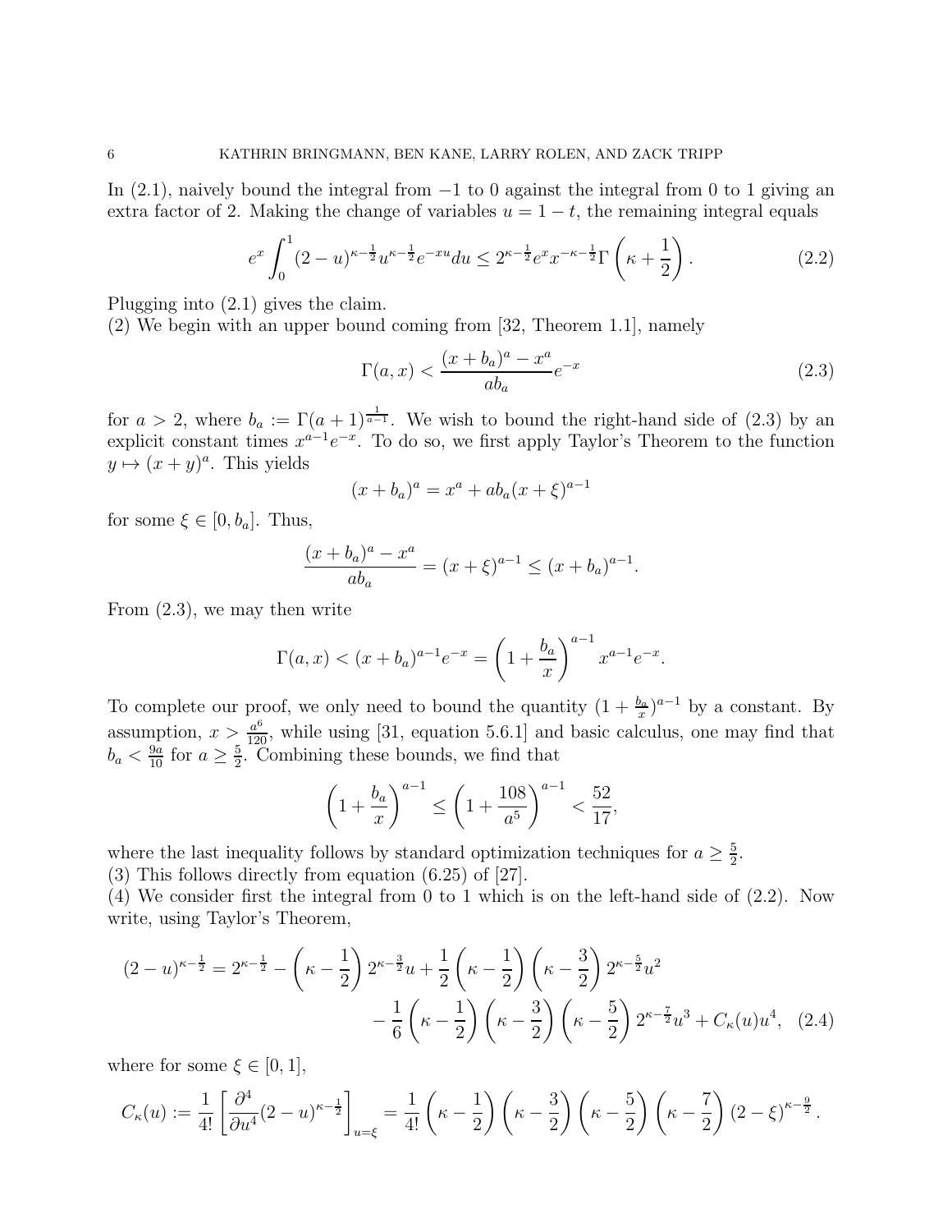In (2.1), naively bound the integral from $-1$ to $0$ against the integral from $0$ to $1$ giving an extra factor of 2. Making the change of variables $u = 1-t$, the remaining integral equals

$$e^x \int_0^1 (2-u)^{\kappa-\frac{1}{2}} u^{\kappa-\frac{1}{2}} e^{-xu} du \leq 2^{\kappa-\frac{1}{2}} e^x x^{-\kappa-\frac{1}{2}} \Gamma\left(\kappa + \frac{1}{2}\right). \tag{2.2}$$

Plugging into (2.1) gives the claim.

(2) We begin with an upper bound coming from [32, Theorem 1.1], namely

$$\Gamma(a,x) < \frac{(x+b_a)^a - x^a}{ab_a} e^{-x} \tag{2.3}$$

for $a > 2$, where $b_a := \Gamma(a+1)^{\frac{1}{a-1}}$. We wish to bound the right-hand side of (2.3) by an explicit constant times $x^{a-1}e^{-x}$. To do so, we first apply Taylor's Theorem to the function $y \mapsto (x+y)^a$. This yields

$$(x+b_a)^a = x^a + ab_a(x+\xi)^{a-1}$$

for some $\xi \in [0, b_a]$. Thus,

$$\frac{(x+b_a)^a - x^a}{ab_a} = (x+\xi)^{a-1} \leq (x+b_a)^{a-1}.$$

From (2.3), we may then write

$$\Gamma(a,x) < (x+b_a)^{a-1} e^{-x} = \left(1 + \frac{b_a}{x}\right)^{a-1} x^{a-1} e^{-x}.$$

To complete our proof, we only need to bound the quantity $(1+\frac{b_a}{x})^{a-1}$ by a constant. By assumption, $x > \frac{a^6}{120}$, while using [31, equation 5.6.1] and basic calculus, one may find that $b_a < \frac{9a}{10}$ for $a \geq \frac{5}{2}$. Combining these bounds, we find that

$$\left(1 + \frac{b_a}{x}\right)^{a-1} \leq \left(1 + \frac{108}{a^5}\right)^{a-1} < \frac{52}{17},$$

where the last inequality follows by standard optimization techniques for $a \geq \frac{5}{2}$.

(3) This follows directly from equation (6.25) of [27].

(4) We consider first the integral from 0 to 1 which is on the left-hand side of (2.2). Now write, using Taylor's Theorem,

$$\begin{aligned}(2-u)^{\kappa-\frac{1}{2}} = 2^{\kappa-\frac{1}{2}} - \left(\kappa - \frac{1}{2}\right) 2^{\kappa-\frac{3}{2}} u + \frac{1}{2}\left(\kappa - \frac{1}{2}\right)\left(\kappa - \frac{3}{2}\right) 2^{\kappa-\frac{5}{2}} u^2 \\ - \frac{1}{6}\left(\kappa - \frac{1}{2}\right)\left(\kappa - \frac{3}{2}\right)\left(\kappa - \frac{5}{2}\right) 2^{\kappa-\frac{7}{2}} u^3 + C_\kappa(u) u^4,\end{aligned} \tag{2.4}$$

where for some $\xi \in [0,1]$,

$$C_\kappa(u) := \frac{1}{4!}\left[\frac{\partial^4}{\partial u^4}(2-u)^{\kappa-\frac{1}{2}}\right]_{u=\xi} = \frac{1}{4!}\left(\kappa - \frac{1}{2}\right)\left(\kappa - \frac{3}{2}\right)\left(\kappa - \frac{5}{2}\right)\left(\kappa - \frac{7}{2}\right)(2-\xi)^{\kappa-\frac{9}{2}}.$$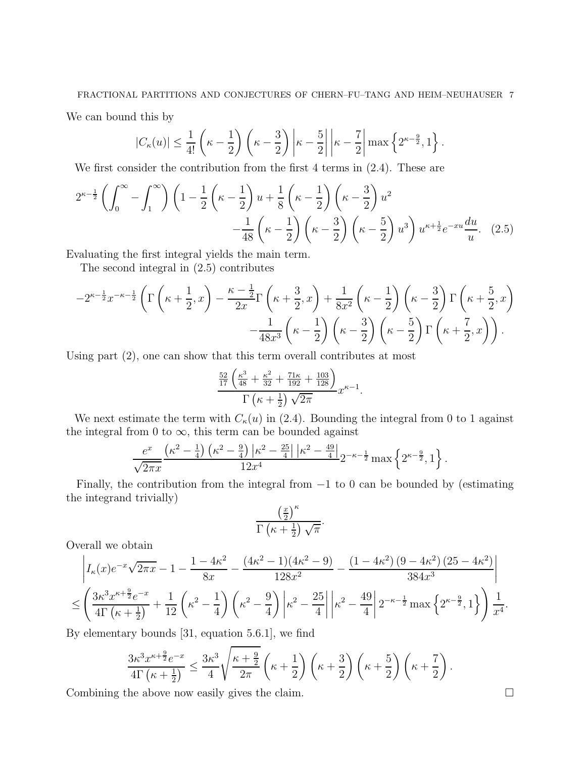We can bound this by

$$|C_\kappa(u)| \leq \frac{1}{4!}\left(\kappa-\frac{1}{2}\right)\left(\kappa-\frac{3}{2}\right)\left|\kappa-\frac{5}{2}\right|\left|\kappa-\frac{7}{2}\right|\max\left\{2^{\kappa-\frac{9}{2}},1\right\}.$$

We first consider the contribution from the first 4 terms in (2.4). These are

$$2^{\kappa-\frac{1}{2}}\left(\int_0^\infty-\int_1^\infty\right)\left(1-\frac{1}{2}\left(\kappa-\frac{1}{2}\right)u+\frac{1}{8}\left(\kappa-\frac{1}{2}\right)\left(\kappa-\frac{3}{2}\right)u^2\right.$$
$$\left.-\frac{1}{48}\left(\kappa-\frac{1}{2}\right)\left(\kappa-\frac{3}{2}\right)\left(\kappa-\frac{5}{2}\right)u^3\right)u^{\kappa+\frac{1}{2}}e^{-xu}\frac{du}{u}. \quad (2.5)$$

Evaluating the first integral yields the main term.

The second integral in (2.5) contributes

$$-2^{\kappa-\frac{1}{2}}x^{-\kappa-\frac{1}{2}}\left(\Gamma\left(\kappa+\frac{1}{2},x\right)-\frac{\kappa-\frac{1}{2}}{2x}\Gamma\left(\kappa+\frac{3}{2},x\right)+\frac{1}{8x^2}\left(\kappa-\frac{1}{2}\right)\left(\kappa-\frac{3}{2}\right)\Gamma\left(\kappa+\frac{5}{2},x\right)\right.$$
$$\left.-\frac{1}{48x^3}\left(\kappa-\frac{1}{2}\right)\left(\kappa-\frac{3}{2}\right)\left(\kappa-\frac{5}{2}\right)\Gamma\left(\kappa+\frac{7}{2},x\right)\right).$$

Using part (2), one can show that this term overall contributes at most

$$\frac{\frac{52}{17}\left(\frac{\kappa^3}{48}+\frac{\kappa^2}{32}+\frac{71\kappa}{192}+\frac{103}{128}\right)}{\Gamma\left(\kappa+\frac{1}{2}\right)\sqrt{2\pi}}x^{\kappa-1}.$$

We next estimate the term with $C_\kappa(u)$ in (2.4). Bounding the integral from 0 to 1 against the integral from 0 to $\infty$, this term can be bounded against

$$\frac{e^x}{\sqrt{2\pi x}}\frac{\left(\kappa^2-\frac{1}{4}\right)\left(\kappa^2-\frac{9}{4}\right)\left|\kappa^2-\frac{25}{4}\right|\left|\kappa^2-\frac{49}{4}\right|}{12x^4}2^{-\kappa-\frac{1}{2}}\max\left\{2^{\kappa-\frac{9}{2}},1\right\}.$$

Finally, the contribution from the integral from $-1$ to 0 can be bounded by (estimating the integrand trivially)

$$\frac{\left(\frac{x}{2}\right)^\kappa}{\Gamma\left(\kappa+\frac{1}{2}\right)\sqrt{\pi}}.$$

Overall we obtain

$$\left|I_\kappa(x)e^{-x}\sqrt{2\pi x}-1-\frac{1-4\kappa^2}{8x}-\frac{(4\kappa^2-1)(4\kappa^2-9)}{128x^2}-\frac{\left(1-4\kappa^2\right)\left(9-4\kappa^2\right)\left(25-4\kappa^2\right)}{384x^3}\right|$$
$$\leq\left(\frac{3\kappa^3x^{\kappa+\frac{9}{2}}e^{-x}}{4\Gamma\left(\kappa+\frac{1}{2}\right)}+\frac{1}{12}\left(\kappa^2-\frac{1}{4}\right)\left(\kappa^2-\frac{9}{4}\right)\left|\kappa^2-\frac{25}{4}\right|\left|\kappa^2-\frac{49}{4}\right|2^{-\kappa-\frac{1}{2}}\max\left\{2^{\kappa-\frac{9}{2}},1\right\}\right)\frac{1}{x^4}.$$

By elementary bounds [31, equation 5.6.1], we find

$$\frac{3\kappa^3x^{\kappa+\frac{9}{2}}e^{-x}}{4\Gamma\left(\kappa+\frac{1}{2}\right)}\leq\frac{3\kappa^3}{4}\sqrt{\frac{\kappa+\frac{9}{2}}{2\pi}}\left(\kappa+\frac{1}{2}\right)\left(\kappa+\frac{3}{2}\right)\left(\kappa+\frac{5}{2}\right)\left(\kappa+\frac{7}{2}\right).$$

Combining the above now easily gives the claim. $\square$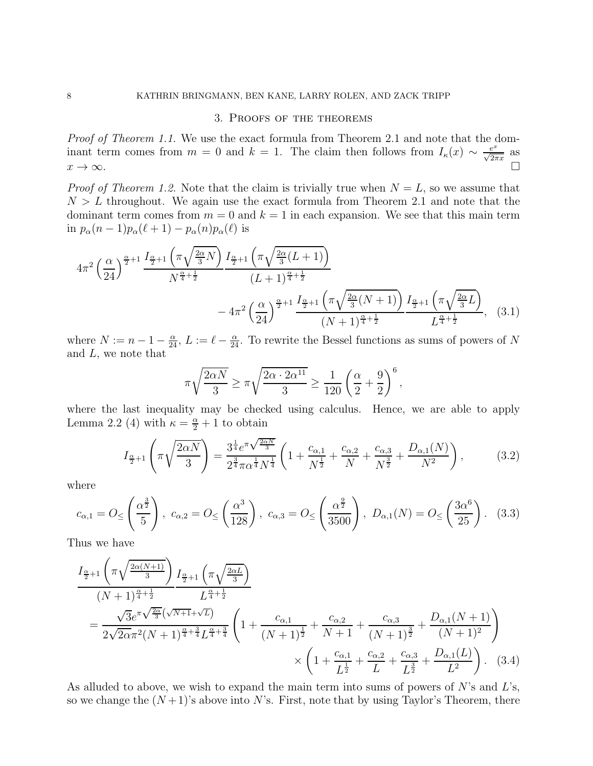## 3. Proofs of the theorems

*Proof of Theorem 1.1.* We use the exact formula from Theorem 2.1 and note that the dominant term comes from $m = 0$ and $k = 1$. The claim then follows from $I_\kappa(x) \sim \frac{e^x}{\sqrt{2\pi x}}$ as $x \to \infty$. $\square$

*Proof of Theorem 1.2.* Note that the claim is trivially true when $N = L$, so we assume that $N > L$ throughout. We again use the exact formula from Theorem 2.1 and note that the dominant term comes from $m = 0$ and $k = 1$ in each expansion. We see that this main term in $p_\alpha(n-1)p_\alpha(\ell+1) - p_\alpha(n)p_\alpha(\ell)$ is

$$4\pi^2 \left(\frac{\alpha}{24}\right)^{\frac{\alpha}{2}+1} \frac{I_{\frac{\alpha}{2}+1}\left(\pi\sqrt{\frac{2\alpha}{3}N}\right)}{N^{\frac{\alpha}{4}+\frac{1}{2}}} \frac{I_{\frac{\alpha}{2}+1}\left(\pi\sqrt{\frac{2\alpha}{3}(L+1)}\right)}{(L+1)^{\frac{\alpha}{4}+\frac{1}{2}}} - 4\pi^2 \left(\frac{\alpha}{24}\right)^{\frac{\alpha}{2}+1} \frac{I_{\frac{\alpha}{2}+1}\left(\pi\sqrt{\frac{2\alpha}{3}(N+1)}\right)}{(N+1)^{\frac{\alpha}{4}+\frac{1}{2}}} \frac{I_{\frac{\alpha}{2}+1}\left(\pi\sqrt{\frac{2\alpha}{3}L}\right)}{L^{\frac{\alpha}{4}+\frac{1}{2}}}, \quad (3.1)$$

where $N := n - 1 - \frac{\alpha}{24}$, $L := \ell - \frac{\alpha}{24}$. To rewrite the Bessel functions as sums of powers of $N$ and $L$, we note that

$$\pi\sqrt{\frac{2\alpha N}{3}} \geq \pi\sqrt{\frac{2\alpha \cdot 2\alpha^{11}}{3}} \geq \frac{1}{120}\left(\frac{\alpha}{2} + \frac{9}{2}\right)^6,$$

where the last inequality may be checked using calculus. Hence, we are able to apply Lemma 2.2 (4) with $\kappa = \frac{\alpha}{2} + 1$ to obtain

$$I_{\frac{\alpha}{2}+1}\left(\pi\sqrt{\frac{2\alpha N}{3}}\right) = \frac{3^{\frac{1}{4}} e^{\pi\sqrt{\frac{2\alpha N}{3}}}}{2^{\frac{3}{4}}\pi\alpha^{\frac{1}{4}}N^{\frac{1}{4}}}\left(1 + \frac{c_{\alpha,1}}{N^{\frac{1}{2}}} + \frac{c_{\alpha,2}}{N} + \frac{c_{\alpha,3}}{N^{\frac{3}{2}}} + \frac{D_{\alpha,1}(N)}{N^2}\right), \quad (3.2)$$

where

$$c_{\alpha,1} = O_{\leq}\left(\frac{\alpha^{\frac{3}{2}}}{5}\right),\ c_{\alpha,2} = O_{\leq}\left(\frac{\alpha^3}{128}\right),\ c_{\alpha,3} = O_{\leq}\left(\frac{\alpha^{\frac{9}{2}}}{3500}\right),\ D_{\alpha,1}(N) = O_{\leq}\left(\frac{3\alpha^6}{25}\right). \quad (3.3)$$

Thus we have

$$\begin{aligned}
&\frac{I_{\frac{\alpha}{2}+1}\left(\pi\sqrt{\frac{2\alpha(N+1)}{3}}\right)}{(N+1)^{\frac{\alpha}{4}+\frac{1}{2}}} \frac{I_{\frac{\alpha}{2}+1}\left(\pi\sqrt{\frac{2\alpha L}{3}}\right)}{L^{\frac{\alpha}{4}+\frac{1}{2}}} \\
&= \frac{\sqrt{3}e^{\pi\sqrt{\frac{2\alpha}{3}}\left(\sqrt{N+1}+\sqrt{L}\right)}}{2\sqrt{2\alpha}\pi^2(N+1)^{\frac{\alpha}{4}+\frac{3}{4}}L^{\frac{\alpha}{4}+\frac{3}{4}}}\left(1 + \frac{c_{\alpha,1}}{(N+1)^{\frac{1}{2}}} + \frac{c_{\alpha,2}}{N+1} + \frac{c_{\alpha,3}}{(N+1)^{\frac{3}{2}}} + \frac{D_{\alpha,1}(N+1)}{(N+1)^2}\right) \\
&\qquad \times \left(1 + \frac{c_{\alpha,1}}{L^{\frac{1}{2}}} + \frac{c_{\alpha,2}}{L} + \frac{c_{\alpha,3}}{L^{\frac{3}{2}}} + \frac{D_{\alpha,1}(L)}{L^2}\right). \quad (3.4)
\end{aligned}$$

As alluded to above, we wish to expand the main term into sums of powers of $N$'s and $L$'s, so we change the $(N+1)$'s above into $N$'s. First, note that by using Taylor's Theorem, there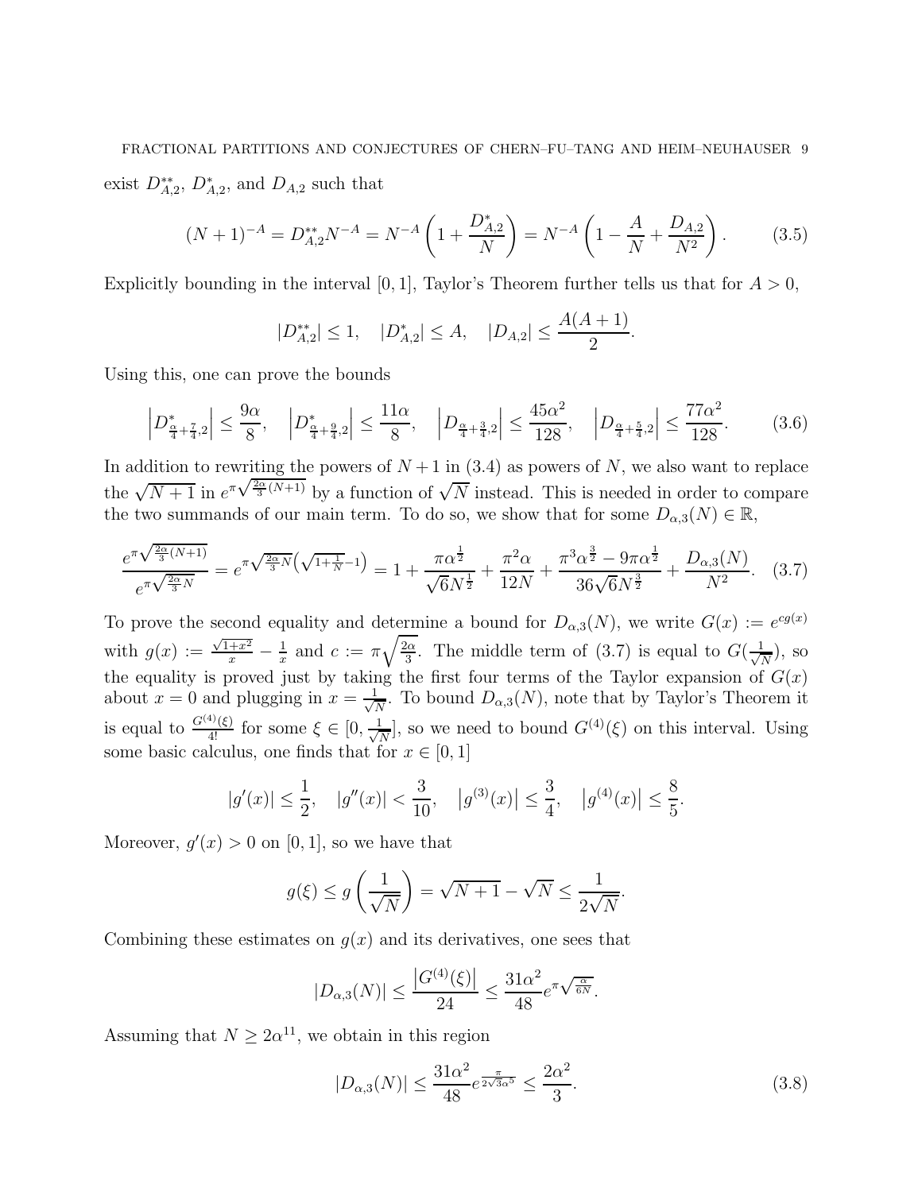exist $D^{**}_{A,2}$, $D^{*}_{A,2}$, and $D_{A,2}$ such that

$$(N+1)^{-A} = D^{**}_{A,2} N^{-A} = N^{-A}\left(1 + \frac{D^{*}_{A,2}}{N}\right) = N^{-A}\left(1 - \frac{A}{N} + \frac{D_{A,2}}{N^2}\right). \tag{3.5}$$

Explicitly bounding in the interval $[0,1]$, Taylor's Theorem further tells us that for $A > 0$,

$$|D^{**}_{A,2}| \leq 1, \quad |D^{*}_{A,2}| \leq A, \quad |D_{A,2}| \leq \frac{A(A+1)}{2}.$$

Using this, one can prove the bounds

$$\left|D^{*}_{\frac{\alpha}{4}+\frac{7}{4},2}\right| \leq \frac{9\alpha}{8}, \quad \left|D^{*}_{\frac{\alpha}{4}+\frac{9}{4},2}\right| \leq \frac{11\alpha}{8}, \quad \left|D_{\frac{\alpha}{4}+\frac{3}{4},2}\right| \leq \frac{45\alpha^2}{128}, \quad \left|D_{\frac{\alpha}{4}+\frac{5}{4},2}\right| \leq \frac{77\alpha^2}{128}. \tag{3.6}$$

In addition to rewriting the powers of $N+1$ in (3.4) as powers of $N$, we also want to replace the $\sqrt{N+1}$ in $e^{\pi\sqrt{\frac{2\alpha}{3}(N+1)}}$ by a function of $\sqrt{N}$ instead. This is needed in order to compare the two summands of our main term. To do so, we show that for some $D_{\alpha,3}(N) \in \mathbb{R}$,

$$\frac{e^{\pi\sqrt{\frac{2\alpha}{3}(N+1)}}}{e^{\pi\sqrt{\frac{2\alpha}{3}N}}} = e^{\pi\sqrt{\frac{2\alpha}{3}N}\left(\sqrt{1+\frac{1}{N}}-1\right)} = 1 + \frac{\pi\alpha^{\frac{1}{2}}}{\sqrt{6}N^{\frac{1}{2}}} + \frac{\pi^2\alpha}{12N} + \frac{\pi^3\alpha^{\frac{3}{2}} - 9\pi\alpha^{\frac{1}{2}}}{36\sqrt{6}N^{\frac{3}{2}}} + \frac{D_{\alpha,3}(N)}{N^2}. \tag{3.7}$$

To prove the second equality and determine a bound for $D_{\alpha,3}(N)$, we write $G(x) := e^{cg(x)}$ with $g(x) := \frac{\sqrt{1+x^2}}{x} - \frac{1}{x}$ and $c := \pi\sqrt{\frac{2\alpha}{3}}$. The middle term of (3.7) is equal to $G(\frac{1}{\sqrt{N}})$, so the equality is proved just by taking the first four terms of the Taylor expansion of $G(x)$ about $x = 0$ and plugging in $x = \frac{1}{\sqrt{N}}$. To bound $D_{\alpha,3}(N)$, note that by Taylor's Theorem it is equal to $\frac{G^{(4)}(\xi)}{4!}$ for some $\xi \in [0, \frac{1}{\sqrt{N}}]$, so we need to bound $G^{(4)}(\xi)$ on this interval. Using some basic calculus, one finds that for $x \in [0,1]$

$$|g'(x)| \leq \frac{1}{2}, \quad |g''(x)| < \frac{3}{10}, \quad \left|g^{(3)}(x)\right| \leq \frac{3}{4}, \quad \left|g^{(4)}(x)\right| \leq \frac{8}{5}.$$

Moreover, $g'(x) > 0$ on $[0,1]$, so we have that

$$g(\xi) \leq g\left(\frac{1}{\sqrt{N}}\right) = \sqrt{N+1} - \sqrt{N} \leq \frac{1}{2\sqrt{N}}.$$

Combining these estimates on $g(x)$ and its derivatives, one sees that

$$|D_{\alpha,3}(N)| \leq \frac{\left|G^{(4)}(\xi)\right|}{24} \leq \frac{31\alpha^2}{48} e^{\pi\sqrt{\frac{\alpha}{6N}}}.$$

Assuming that $N \geq 2\alpha^{11}$, we obtain in this region

$$|D_{\alpha,3}(N)| \leq \frac{31\alpha^2}{48} e^{\frac{\pi}{2\sqrt{3}\alpha^5}} \leq \frac{2\alpha^2}{3}. \tag{3.8}$$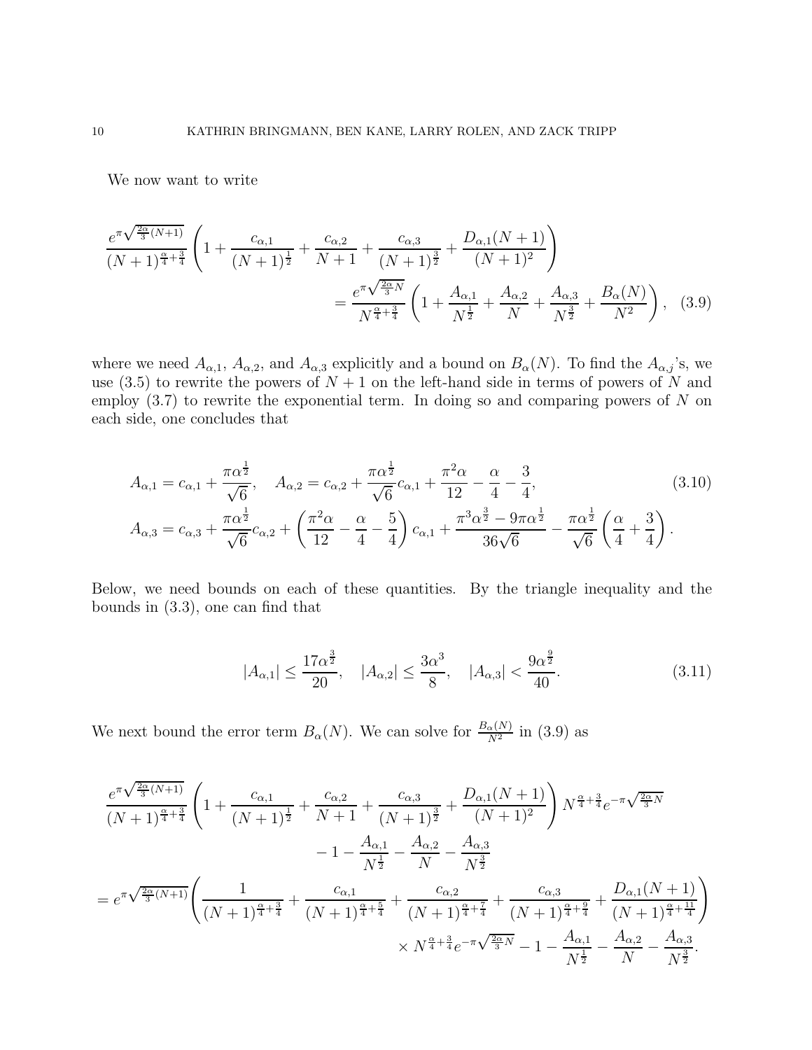We now want to write

$$\frac{e^{\pi\sqrt{\frac{2\alpha}{3}(N+1)}}}{(N+1)^{\frac{\alpha}{4}+\frac{3}{4}}}\left(1+\frac{c_{\alpha,1}}{(N+1)^{\frac{1}{2}}}+\frac{c_{\alpha,2}}{N+1}+\frac{c_{\alpha,3}}{(N+1)^{\frac{3}{2}}}+\frac{D_{\alpha,1}(N+1)}{(N+1)^2}\right)$$
$$=\frac{e^{\pi\sqrt{\frac{2\alpha}{3}N}}}{N^{\frac{\alpha}{4}+\frac{3}{4}}}\left(1+\frac{A_{\alpha,1}}{N^{\frac{1}{2}}}+\frac{A_{\alpha,2}}{N}+\frac{A_{\alpha,3}}{N^{\frac{3}{2}}}+\frac{B_\alpha(N)}{N^2}\right), \quad (3.9)$$

where we need $A_{\alpha,1}$, $A_{\alpha,2}$, and $A_{\alpha,3}$ explicitly and a bound on $B_\alpha(N)$. To find the $A_{\alpha,j}$'s, we use (3.5) to rewrite the powers of $N+1$ on the left-hand side in terms of powers of $N$ and employ (3.7) to rewrite the exponential term. In doing so and comparing powers of $N$ on each side, one concludes that

$$A_{\alpha,1}=c_{\alpha,1}+\frac{\pi\alpha^{\frac{1}{2}}}{\sqrt{6}}, \quad A_{\alpha,2}=c_{\alpha,2}+\frac{\pi\alpha^{\frac{1}{2}}}{\sqrt{6}}c_{\alpha,1}+\frac{\pi^2\alpha}{12}-\frac{\alpha}{4}-\frac{3}{4}, \quad (3.10)$$
$$A_{\alpha,3}=c_{\alpha,3}+\frac{\pi\alpha^{\frac{1}{2}}}{\sqrt{6}}c_{\alpha,2}+\left(\frac{\pi^2\alpha}{12}-\frac{\alpha}{4}-\frac{5}{4}\right)c_{\alpha,1}+\frac{\pi^3\alpha^{\frac{3}{2}}-9\pi\alpha^{\frac{1}{2}}}{36\sqrt{6}}-\frac{\pi\alpha^{\frac{1}{2}}}{\sqrt{6}}\left(\frac{\alpha}{4}+\frac{3}{4}\right).$$

Below, we need bounds on each of these quantities. By the triangle inequality and the bounds in (3.3), one can find that

$$|A_{\alpha,1}|\le\frac{17\alpha^{\frac{3}{2}}}{20}, \quad |A_{\alpha,2}|\le\frac{3\alpha^3}{8}, \quad |A_{\alpha,3}|<\frac{9\alpha^{\frac{9}{2}}}{40}. \quad (3.11)$$

We next bound the error term $B_\alpha(N)$. We can solve for $\frac{B_\alpha(N)}{N^2}$ in (3.9) as

$$\frac{e^{\pi\sqrt{\frac{2\alpha}{3}(N+1)}}}{(N+1)^{\frac{\alpha}{4}+\frac{3}{4}}}\left(1+\frac{c_{\alpha,1}}{(N+1)^{\frac{1}{2}}}+\frac{c_{\alpha,2}}{N+1}+\frac{c_{\alpha,3}}{(N+1)^{\frac{3}{2}}}+\frac{D_{\alpha,1}(N+1)}{(N+1)^2}\right)N^{\frac{\alpha}{4}+\frac{3}{4}}e^{-\pi\sqrt{\frac{2\alpha}{3}N}}$$
$$-1-\frac{A_{\alpha,1}}{N^{\frac{1}{2}}}-\frac{A_{\alpha,2}}{N}-\frac{A_{\alpha,3}}{N^{\frac{3}{2}}}$$
$$=e^{\pi\sqrt{\frac{2\alpha}{3}(N+1)}}\left(\frac{1}{(N+1)^{\frac{\alpha}{4}+\frac{3}{4}}}+\frac{c_{\alpha,1}}{(N+1)^{\frac{\alpha}{4}+\frac{5}{4}}}+\frac{c_{\alpha,2}}{(N+1)^{\frac{\alpha}{4}+\frac{7}{4}}}+\frac{c_{\alpha,3}}{(N+1)^{\frac{\alpha}{4}+\frac{9}{4}}}+\frac{D_{\alpha,1}(N+1)}{(N+1)^{\frac{\alpha}{4}+\frac{11}{4}}}\right)$$
$$\times N^{\frac{\alpha}{4}+\frac{3}{4}}e^{-\pi\sqrt{\frac{2\alpha}{3}N}}-1-\frac{A_{\alpha,1}}{N^{\frac{1}{2}}}-\frac{A_{\alpha,2}}{N}-\frac{A_{\alpha,3}}{N^{\frac{3}{2}}}.$$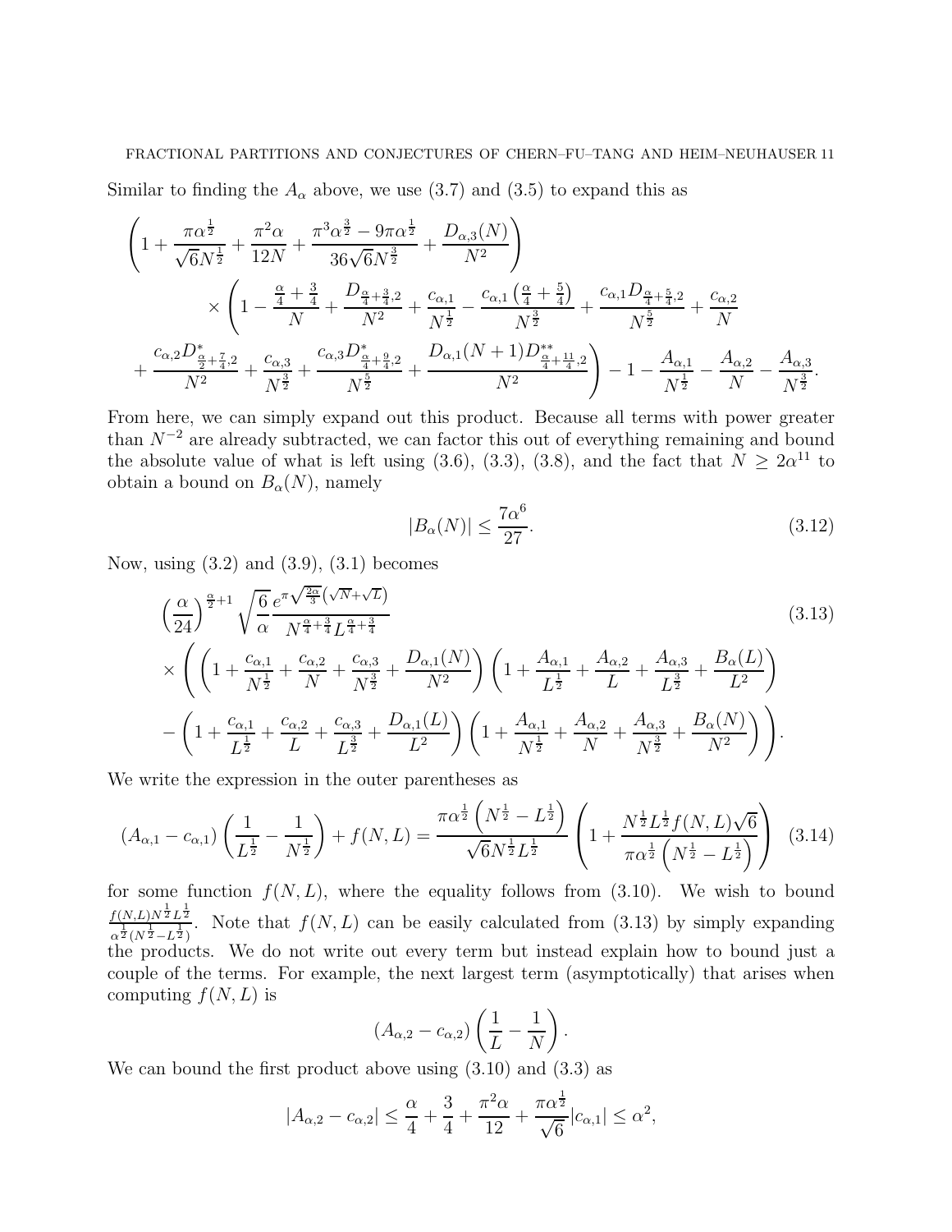Similar to finding the $A_\alpha$ above, we use (3.7) and (3.5) to expand this as

$$
\left(1+\frac{\pi\alpha^{\frac{1}{2}}}{\sqrt{6}N^{\frac{1}{2}}}+\frac{\pi^2\alpha}{12N}+\frac{\pi^3\alpha^{\frac{3}{2}}-9\pi\alpha^{\frac{1}{2}}}{36\sqrt{6}N^{\frac{3}{2}}}+\frac{D_{\alpha,3}(N)}{N^2}\right)
$$

$$
\times\left(1-\frac{\frac{\alpha}{4}+\frac{3}{4}}{N}+\frac{D_{\frac{\alpha}{4}+\frac{3}{4},2}}{N^2}+\frac{c_{\alpha,1}}{N^{\frac{1}{2}}}-\frac{c_{\alpha,1}\left(\frac{\alpha}{4}+\frac{5}{4}\right)}{N^{\frac{3}{2}}}+\frac{c_{\alpha,1}D_{\frac{\alpha}{4}+\frac{5}{4},2}}{N^{\frac{5}{2}}}+\frac{c_{\alpha,2}}{N}\right.
$$

$$
\left.+\frac{c_{\alpha,2}D^*_{\frac{\alpha}{2}+\frac{7}{4},2}}{N^2}+\frac{c_{\alpha,3}}{N^{\frac{3}{2}}}+\frac{c_{\alpha,3}D^*_{\frac{\alpha}{4}+\frac{9}{4},2}}{N^{\frac{5}{2}}}+\frac{D_{\alpha,1}(N+1)D^{**}_{\frac{\alpha}{4}+\frac{11}{4},2}}{N^2}\right)-1-\frac{A_{\alpha,1}}{N^{\frac{1}{2}}}-\frac{A_{\alpha,2}}{N}-\frac{A_{\alpha,3}}{N^{\frac{3}{2}}}.
$$

From here, we can simply expand out this product. Because all terms with power greater than $N^{-2}$ are already subtracted, we can factor this out of everything remaining and bound the absolute value of what is left using (3.6), (3.3), (3.8), and the fact that $N\geq 2\alpha^{11}$ to obtain a bound on $B_\alpha(N)$, namely

$$
|B_\alpha(N)|\leq\frac{7\alpha^6}{27}. \tag{3.12}
$$

Now, using (3.2) and (3.9), (3.1) becomes

$$
\left(\frac{\alpha}{24}\right)^{\frac{\alpha}{2}+1}\sqrt{\frac{6}{\alpha}}\frac{e^{\pi\sqrt{\frac{2\alpha}{3}}\left(\sqrt{N}+\sqrt{L}\right)}}{N^{\frac{\alpha}{4}+\frac{3}{4}}L^{\frac{\alpha}{4}+\frac{3}{4}}} \tag{3.13}
$$

$$
\times\left(\left(1+\frac{c_{\alpha,1}}{N^{\frac{1}{2}}}+\frac{c_{\alpha,2}}{N}+\frac{c_{\alpha,3}}{N^{\frac{3}{2}}}+\frac{D_{\alpha,1}(N)}{N^2}\right)\left(1+\frac{A_{\alpha,1}}{L^{\frac{1}{2}}}+\frac{A_{\alpha,2}}{L}+\frac{A_{\alpha,3}}{L^{\frac{3}{2}}}+\frac{B_\alpha(L)}{L^2}\right)\right.
$$

$$
\left.-\left(1+\frac{c_{\alpha,1}}{L^{\frac{1}{2}}}+\frac{c_{\alpha,2}}{L}+\frac{c_{\alpha,3}}{L^{\frac{3}{2}}}+\frac{D_{\alpha,1}(L)}{L^2}\right)\left(1+\frac{A_{\alpha,1}}{N^{\frac{1}{2}}}+\frac{A_{\alpha,2}}{N}+\frac{A_{\alpha,3}}{N^{\frac{3}{2}}}+\frac{B_\alpha(N)}{N^2}\right)\right).
$$

We write the expression in the outer parentheses as

$$
(A_{\alpha,1}-c_{\alpha,1})\left(\frac{1}{L^{\frac{1}{2}}}-\frac{1}{N^{\frac{1}{2}}}\right)+f(N,L)=\frac{\pi\alpha^{\frac{1}{2}}\left(N^{\frac{1}{2}}-L^{\frac{1}{2}}\right)}{\sqrt{6}N^{\frac{1}{2}}L^{\frac{1}{2}}}\left(1+\frac{N^{\frac{1}{2}}L^{\frac{1}{2}}f(N,L)\sqrt{6}}{\pi\alpha^{\frac{1}{2}}\left(N^{\frac{1}{2}}-L^{\frac{1}{2}}\right)}\right) \tag{3.14}
$$

for some function $f(N,L)$, where the equality follows from (3.10). We wish to bound $\frac{f(N,L)N^{\frac{1}{2}}L^{\frac{1}{2}}}{\alpha^{\frac{1}{2}}(N^{\frac{1}{2}}-L^{\frac{1}{2}})}$. Note that $f(N,L)$ can be easily calculated from (3.13) by simply expanding the products. We do not write out every term but instead explain how to bound just a couple of the terms. For example, the next largest term (asymptotically) that arises when computing $f(N,L)$ is

$$
(A_{\alpha,2}-c_{\alpha,2})\left(\frac{1}{L}-\frac{1}{N}\right).
$$

We can bound the first product above using (3.10) and (3.3) as

$$
|A_{\alpha,2}-c_{\alpha,2}|\leq\frac{\alpha}{4}+\frac{3}{4}+\frac{\pi^2\alpha}{12}+\frac{\pi\alpha^{\frac{1}{2}}}{\sqrt{6}}|c_{\alpha,1}|\leq\alpha^2,
$$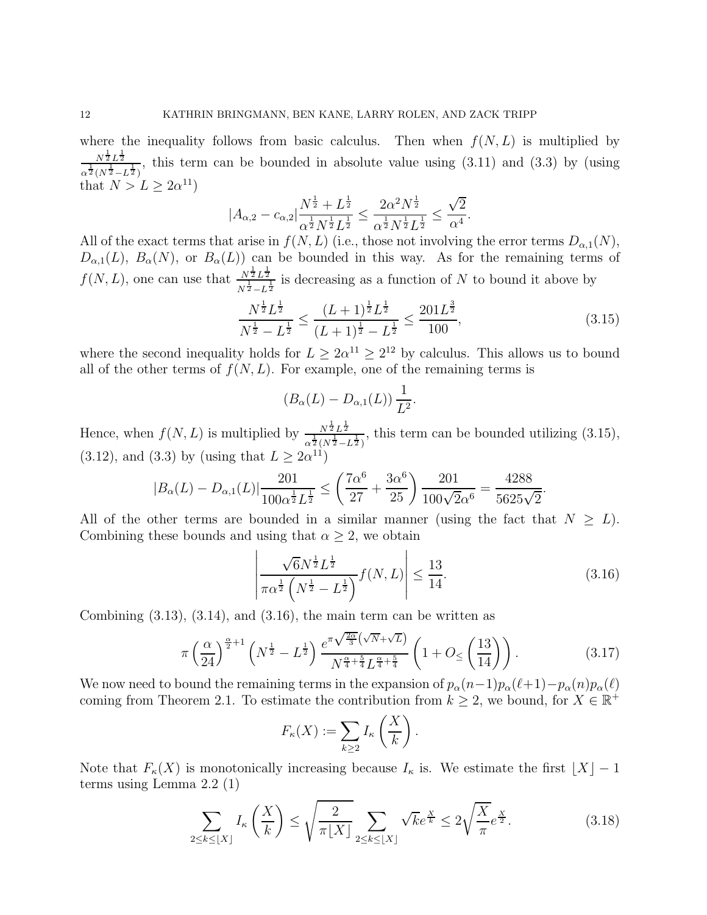where the inequality follows from basic calculus. Then when $f(N,L)$ is multiplied by $\frac{N^{\frac{1}{2}}L^{\frac{1}{2}}}{\alpha^{\frac{1}{2}}(N^{\frac{1}{2}}-L^{\frac{1}{2}})}$, this term can be bounded in absolute value using (3.11) and (3.3) by (using that $N > L \geq 2\alpha^{11}$)

$$|A_{\alpha,2} - c_{\alpha,2}| \frac{N^{\frac{1}{2}} + L^{\frac{1}{2}}}{\alpha^{\frac{1}{2}} N^{\frac{1}{2}} L^{\frac{1}{2}}} \leq \frac{2\alpha^2 N^{\frac{1}{2}}}{\alpha^{\frac{1}{2}} N^{\frac{1}{2}} L^{\frac{1}{2}}} \leq \frac{\sqrt{2}}{\alpha^4}.$$

All of the exact terms that arise in $f(N,L)$ (i.e., those not involving the error terms $D_{\alpha,1}(N)$, $D_{\alpha,1}(L)$, $B_\alpha(N)$, or $B_\alpha(L)$) can be bounded in this way. As for the remaining terms of $f(N,L)$, one can use that $\frac{N^{\frac{1}{2}}L^{\frac{1}{2}}}{N^{\frac{1}{2}}-L^{\frac{1}{2}}}$ is decreasing as a function of $N$ to bound it above by

$$\frac{N^{\frac{1}{2}}L^{\frac{1}{2}}}{N^{\frac{1}{2}}-L^{\frac{1}{2}}} \leq \frac{(L+1)^{\frac{1}{2}}L^{\frac{1}{2}}}{(L+1)^{\frac{1}{2}}-L^{\frac{1}{2}}} \leq \frac{201L^{\frac{3}{2}}}{100}, \tag{3.15}$$

where the second inequality holds for $L \geq 2\alpha^{11} \geq 2^{12}$ by calculus. This allows us to bound all of the other terms of $f(N,L)$. For example, one of the remaining terms is

$$(B_\alpha(L) - D_{\alpha,1}(L)) \frac{1}{L^2}.$$

Hence, when $f(N,L)$ is multiplied by $\frac{N^{\frac{1}{2}}L^{\frac{1}{2}}}{\alpha^{\frac{1}{2}}(N^{\frac{1}{2}}-L^{\frac{1}{2}})}$, this term can be bounded utilizing (3.15), (3.12), and (3.3) by (using that $L \geq 2\alpha^{11}$)

$$|B_\alpha(L) - D_{\alpha,1}(L)| \frac{201}{100\alpha^{\frac{1}{2}}L^{\frac{1}{2}}} \leq \left(\frac{7\alpha^6}{27} + \frac{3\alpha^6}{25}\right) \frac{201}{100\sqrt{2}\alpha^6} = \frac{4288}{5625\sqrt{2}}.$$

All of the other terms are bounded in a similar manner (using the fact that $N \geq L$). Combining these bounds and using that $\alpha \geq 2$, we obtain

$$\left| \frac{\sqrt{6}N^{\frac{1}{2}}L^{\frac{1}{2}}}{\pi\alpha^{\frac{1}{2}}\left(N^{\frac{1}{2}}-L^{\frac{1}{2}}\right)} f(N,L) \right| \leq \frac{13}{14}. \tag{3.16}$$

Combining (3.13), (3.14), and (3.16), the main term can be written as

$$\pi\left(\frac{\alpha}{24}\right)^{\frac{\alpha}{2}+1}\left(N^{\frac{1}{2}}-L^{\frac{1}{2}}\right)\frac{e^{\pi\sqrt{\frac{2\alpha}{3}}\left(\sqrt{N}+\sqrt{L}\right)}}{N^{\frac{\alpha}{4}+\frac{5}{4}}L^{\frac{\alpha}{4}+\frac{5}{4}}}\left(1+O_{\leq}\left(\frac{13}{14}\right)\right). \tag{3.17}$$

We now need to bound the remaining terms in the expansion of $p_\alpha(n-1)p_\alpha(\ell+1)-p_\alpha(n)p_\alpha(\ell)$ coming from Theorem 2.1. To estimate the contribution from $k \geq 2$, we bound, for $X \in \mathbb{R}^+$

$$F_\kappa(X) := \sum_{k\geq 2} I_\kappa\left(\frac{X}{k}\right).$$

Note that $F_\kappa(X)$ is monotonically increasing because $I_\kappa$ is. We estimate the first $\lfloor X \rfloor - 1$ terms using Lemma 2.2 (1)

$$\sum_{2\leq k\leq \lfloor X \rfloor} I_\kappa\left(\frac{X}{k}\right) \leq \sqrt{\frac{2}{\pi\lfloor X \rfloor}} \sum_{2\leq k\leq \lfloor X \rfloor} \sqrt{k}e^{\frac{X}{k}} \leq 2\sqrt{\frac{X}{\pi}}e^{\frac{X}{2}}. \tag{3.18}$$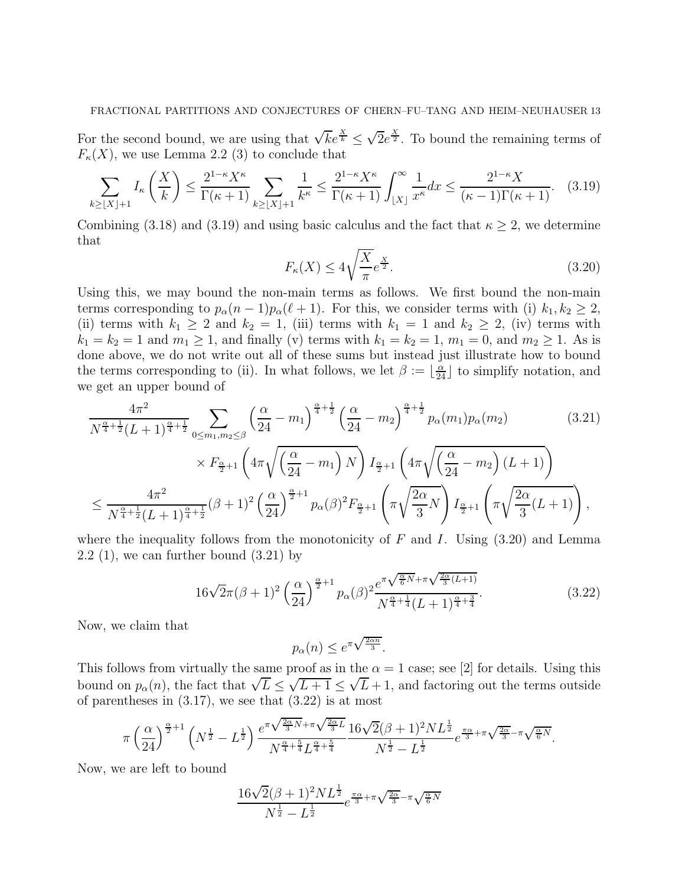For the second bound, we are using that $\sqrt{k}e^{\frac{X}{k}} \leq \sqrt{2}e^{\frac{X}{2}}$. To bound the remaining terms of $F_\kappa(X)$, we use Lemma 2.2 (3) to conclude that

$$\sum_{k\geq \lfloor X\rfloor+1} I_\kappa\left(\frac{X}{k}\right) \leq \frac{2^{1-\kappa}X^\kappa}{\Gamma(\kappa+1)}\sum_{k\geq \lfloor X\rfloor+1}\frac{1}{k^\kappa} \leq \frac{2^{1-\kappa}X^\kappa}{\Gamma(\kappa+1)}\int_{\lfloor X\rfloor}^\infty \frac{1}{x^\kappa}dx \leq \frac{2^{1-\kappa}X}{(\kappa-1)\Gamma(\kappa+1)}. \tag{3.19}$$

Combining (3.18) and (3.19) and using basic calculus and the fact that $\kappa \geq 2$, we determine that

$$F_\kappa(X) \leq 4\sqrt{\frac{X}{\pi}}e^{\frac{X}{2}}. \tag{3.20}$$

Using this, we may bound the non-main terms as follows. We first bound the non-main terms corresponding to $p_\alpha(n-1)p_\alpha(\ell+1)$. For this, we consider terms with (i) $k_1, k_2 \geq 2$, (ii) terms with $k_1 \geq 2$ and $k_2 = 1$, (iii) terms with $k_1 = 1$ and $k_2 \geq 2$, (iv) terms with $k_1 = k_2 = 1$ and $m_1 \geq 1$, and finally (v) terms with $k_1 = k_2 = 1$, $m_1 = 0$, and $m_2 \geq 1$. As is done above, we do not write out all of these sums but instead just illustrate how to bound the terms corresponding to (ii). In what follows, we let $\beta := \lfloor \frac{\alpha}{24}\rfloor$ to simplify notation, and we get an upper bound of

$$\begin{aligned}
&\frac{4\pi^2}{N^{\frac{\alpha}{4}+\frac{1}{2}}(L+1)^{\frac{\alpha}{4}+\frac{1}{2}}}\sum_{0\leq m_1,m_2\leq\beta}\left(\frac{\alpha}{24}-m_1\right)^{\frac{\alpha}{4}+\frac{1}{2}}\left(\frac{\alpha}{24}-m_2\right)^{\frac{\alpha}{4}+\frac{1}{2}}p_\alpha(m_1)p_\alpha(m_2) \qquad (3.21)\\
&\qquad\times F_{\frac{\alpha}{2}+1}\left(4\pi\sqrt{\left(\frac{\alpha}{24}-m_1\right)N}\right)I_{\frac{\alpha}{2}+1}\left(4\pi\sqrt{\left(\frac{\alpha}{24}-m_2\right)(L+1)}\right)\\
&\leq \frac{4\pi^2}{N^{\frac{\alpha}{4}+\frac{1}{2}}(L+1)^{\frac{\alpha}{4}+\frac{1}{2}}}(\beta+1)^2\left(\frac{\alpha}{24}\right)^{\frac{\alpha}{2}+1}p_\alpha(\beta)^2 F_{\frac{\alpha}{2}+1}\left(\pi\sqrt{\frac{2\alpha}{3}N}\right)I_{\frac{\alpha}{2}+1}\left(\pi\sqrt{\frac{2\alpha}{3}(L+1)}\right),
\end{aligned}$$

where the inequality follows from the monotonicity of $F$ and $I$. Using (3.20) and Lemma 2.2 (1), we can further bound (3.21) by

$$16\sqrt{2}\pi(\beta+1)^2\left(\frac{\alpha}{24}\right)^{\frac{\alpha}{2}+1}p_\alpha(\beta)^2\frac{e^{\pi\sqrt{\frac{\alpha}{6}N}+\pi\sqrt{\frac{2\alpha}{3}(L+1)}}}{N^{\frac{\alpha}{4}+\frac{1}{4}}(L+1)^{\frac{\alpha}{4}+\frac{3}{4}}}. \tag{3.22}$$

Now, we claim that

$$p_\alpha(n) \leq e^{\pi\sqrt{\frac{2\alpha n}{3}}}.$$

This follows from virtually the same proof as in the $\alpha = 1$ case; see [2] for details. Using this bound on $p_\alpha(n)$, the fact that $\sqrt{L} \leq \sqrt{L+1} \leq \sqrt{L}+1$, and factoring out the terms outside of parentheses in (3.17), we see that (3.22) is at most

$$\pi\left(\frac{\alpha}{24}\right)^{\frac{\alpha}{2}+1}\left(N^{\frac{1}{2}}-L^{\frac{1}{2}}\right)\frac{e^{\pi\sqrt{\frac{2\alpha}{3}N}+\pi\sqrt{\frac{2\alpha}{3}L}}}{N^{\frac{\alpha}{4}+\frac{5}{4}}L^{\frac{\alpha}{4}+\frac{5}{4}}}\frac{16\sqrt{2}(\beta+1)^2NL^{\frac{1}{2}}}{N^{\frac{1}{2}}-L^{\frac{1}{2}}}e^{\frac{\pi\alpha}{3}+\pi\sqrt{\frac{2\alpha}{3}}-\pi\sqrt{\frac{\alpha}{6}N}}.$$

Now, we are left to bound

$$\frac{16\sqrt{2}(\beta+1)^2NL^{\frac{1}{2}}}{N^{\frac{1}{2}}-L^{\frac{1}{2}}}e^{\frac{\pi\alpha}{3}+\pi\sqrt{\frac{2\alpha}{3}}-\pi\sqrt{\frac{\alpha}{6}N}}$$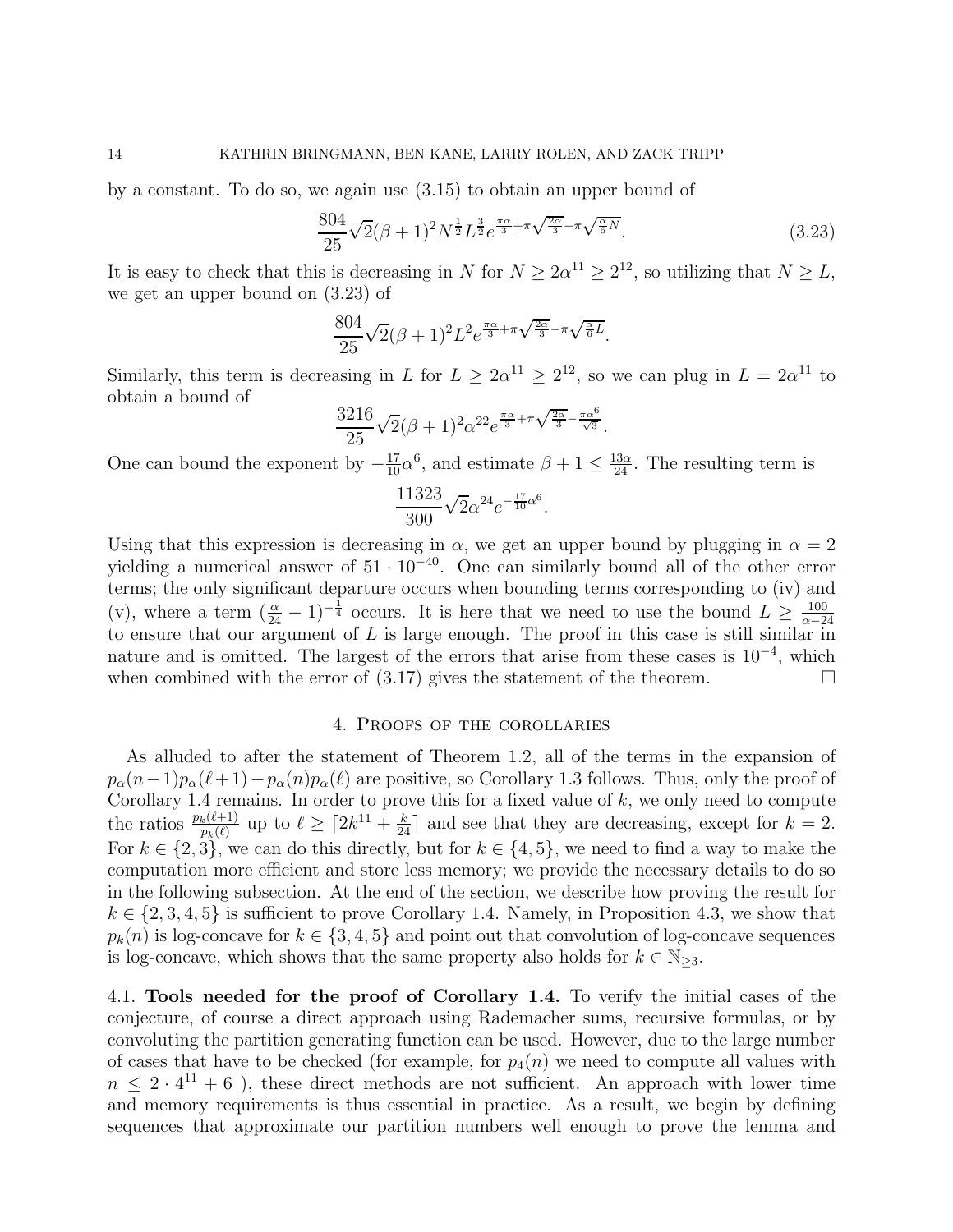by a constant. To do so, we again use (3.15) to obtain an upper bound of

$$\frac{804}{25}\sqrt{2}(\beta+1)^2 N^{\frac{1}{2}} L^{\frac{3}{2}} e^{\frac{\pi\alpha}{3}+\pi\sqrt{\frac{2\alpha}{3}}-\pi\sqrt{\frac{\alpha}{6}N}}. \tag{3.23}$$

It is easy to check that this is decreasing in $N$ for $N \geq 2\alpha^{11} \geq 2^{12}$, so utilizing that $N \geq L$, we get an upper bound on (3.23) of

$$\frac{804}{25}\sqrt{2}(\beta+1)^2 L^2 e^{\frac{\pi\alpha}{3}+\pi\sqrt{\frac{2\alpha}{3}}-\pi\sqrt{\frac{\alpha}{6}L}}.$$

Similarly, this term is decreasing in $L$ for $L \geq 2\alpha^{11} \geq 2^{12}$, so we can plug in $L = 2\alpha^{11}$ to obtain a bound of

$$\frac{3216}{25}\sqrt{2}(\beta+1)^2 \alpha^{22} e^{\frac{\pi\alpha}{3}+\pi\sqrt{\frac{2\alpha}{3}}-\frac{\pi\alpha^6}{\sqrt{3}}}.$$

One can bound the exponent by $-\frac{17}{10}\alpha^6$, and estimate $\beta + 1 \leq \frac{13\alpha}{24}$. The resulting term is

$$\frac{11323}{300}\sqrt{2}\alpha^{24} e^{-\frac{17}{10}\alpha^6}.$$

Using that this expression is decreasing in $\alpha$, we get an upper bound by plugging in $\alpha = 2$ yielding a numerical answer of $51 \cdot 10^{-40}$. One can similarly bound all of the other error terms; the only significant departure occurs when bounding terms corresponding to (iv) and (v), where a term $(\frac{\alpha}{24} - 1)^{-\frac{1}{4}}$ occurs. It is here that we need to use the bound $L \geq \frac{100}{\alpha - 24}$ to ensure that our argument of $L$ is large enough. The proof in this case is still similar in nature and is omitted. The largest of the errors that arise from these cases is $10^{-4}$, which when combined with the error of (3.17) gives the statement of the theorem. $\square$

## 4. Proofs of the corollaries

As alluded to after the statement of Theorem 1.2, all of the terms in the expansion of $p_\alpha(n-1)p_\alpha(\ell+1) - p_\alpha(n)p_\alpha(\ell)$ are positive, so Corollary 1.3 follows. Thus, only the proof of Corollary 1.4 remains. In order to prove this for a fixed value of $k$, we only need to compute the ratios $\frac{p_k(\ell+1)}{p_k(\ell)}$ up to $\ell \geq \lceil 2k^{11} + \frac{k}{24} \rceil$ and see that they are decreasing, except for $k = 2$. For $k \in \{2, 3\}$, we can do this directly, but for $k \in \{4, 5\}$, we need to find a way to make the computation more efficient and store less memory; we provide the necessary details to do so in the following subsection. At the end of the section, we describe how proving the result for $k \in \{2, 3, 4, 5\}$ is sufficient to prove Corollary 1.4. Namely, in Proposition 4.3, we show that $p_k(n)$ is log-concave for $k \in \{3, 4, 5\}$ and point out that convolution of log-concave sequences is log-concave, which shows that the same property also holds for $k \in \mathbb{N}_{\geq 3}$.

**4.1. Tools needed for the proof of Corollary 1.4.** To verify the initial cases of the conjecture, of course a direct approach using Rademacher sums, recursive formulas, or by convoluting the partition generating function can be used. However, due to the large number of cases that have to be checked (for example, for $p_4(n)$ we need to compute all values with $n \leq 2 \cdot 4^{11} + 6$ ), these direct methods are not sufficient. An approach with lower time and memory requirements is thus essential in practice. As a result, we begin by defining sequences that approximate our partition numbers well enough to prove the lemma and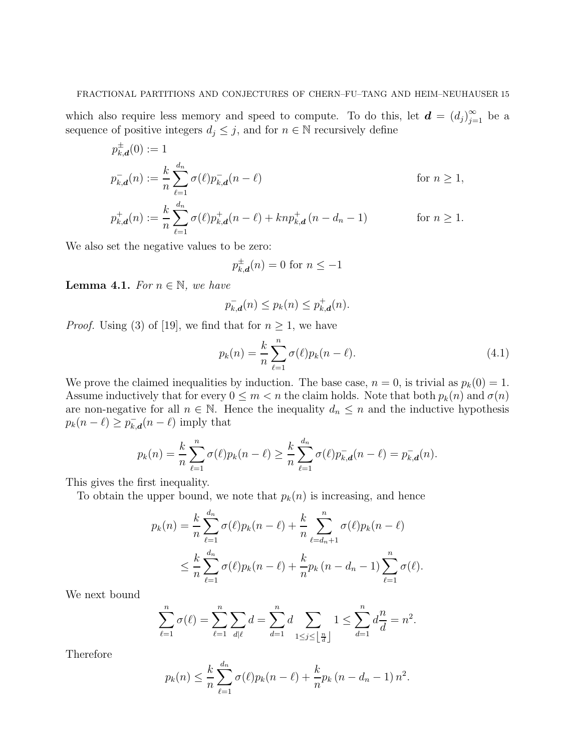which also require less memory and speed to compute. To do this, let $\boldsymbol{d} = (d_j)_{j=1}^{\infty}$ be a sequence of positive integers $d_j \leq j$, and for $n \in \mathbb{N}$ recursively define

$$
\begin{aligned}
p_{k,\boldsymbol{d}}^{\pm}(0) &:= 1 \\
p_{k,\boldsymbol{d}}^{-}(n) &:= \frac{k}{n}\sum_{\ell=1}^{d_n} \sigma(\ell) p_{k,\boldsymbol{d}}^{-}(n-\ell) && \text{for } n \geq 1, \\
p_{k,\boldsymbol{d}}^{+}(n) &:= \frac{k}{n}\sum_{\ell=1}^{d_n} \sigma(\ell) p_{k,\boldsymbol{d}}^{+}(n-\ell) + knp_{k,\boldsymbol{d}}^{+}(n-d_n-1) && \text{for } n \geq 1.
\end{aligned}
$$

We also set the negative values to be zero:

$$p_{k,\boldsymbol{d}}^{\pm}(n) = 0 \text{ for } n \leq -1$$

**Lemma 4.1.** *For $n \in \mathbb{N}$, we have*

$$p_{k,\boldsymbol{d}}^{-}(n) \leq p_k(n) \leq p_{k,\boldsymbol{d}}^{+}(n).$$

*Proof.* Using (3) of [19], we find that for $n \geq 1$, we have

$$p_k(n) = \frac{k}{n}\sum_{\ell=1}^{n} \sigma(\ell) p_k(n-\ell). \tag{4.1}$$

We prove the claimed inequalities by induction. The base case, $n = 0$, is trivial as $p_k(0) = 1$. Assume inductively that for every $0 \leq m < n$ the claim holds. Note that both $p_k(n)$ and $\sigma(n)$ are non-negative for all $n \in \mathbb{N}$. Hence the inequality $d_n \leq n$ and the inductive hypothesis $p_k(n-\ell) \geq p_{k,\boldsymbol{d}}^{-}(n-\ell)$ imply that

$$p_k(n) = \frac{k}{n}\sum_{\ell=1}^{n} \sigma(\ell) p_k(n-\ell) \geq \frac{k}{n}\sum_{\ell=1}^{d_n} \sigma(\ell) p_{k,\boldsymbol{d}}^{-}(n-\ell) = p_{k,\boldsymbol{d}}^{-}(n).$$

This gives the first inequality.

To obtain the upper bound, we note that $p_k(n)$ is increasing, and hence

$$
\begin{aligned}
p_k(n) &= \frac{k}{n}\sum_{\ell=1}^{d_n} \sigma(\ell) p_k(n-\ell) + \frac{k}{n}\sum_{\ell=d_n+1}^{n} \sigma(\ell) p_k(n-\ell) \\
&\leq \frac{k}{n}\sum_{\ell=1}^{d_n} \sigma(\ell) p_k(n-\ell) + \frac{k}{n} p_k(n-d_n-1) \sum_{\ell=1}^{n} \sigma(\ell).
\end{aligned}
$$

We next bound

$$\sum_{\ell=1}^{n} \sigma(\ell) = \sum_{\ell=1}^{n} \sum_{d|\ell} d = \sum_{d=1}^{n} d \sum_{1 \leq j \leq \left\lfloor \frac{n}{d} \right\rfloor} 1 \leq \sum_{d=1}^{n} d\frac{n}{d} = n^2.$$

Therefore

$$p_k(n) \leq \frac{k}{n}\sum_{\ell=1}^{d_n} \sigma(\ell) p_k(n-\ell) + \frac{k}{n} p_k(n-d_n-1) n^2.$$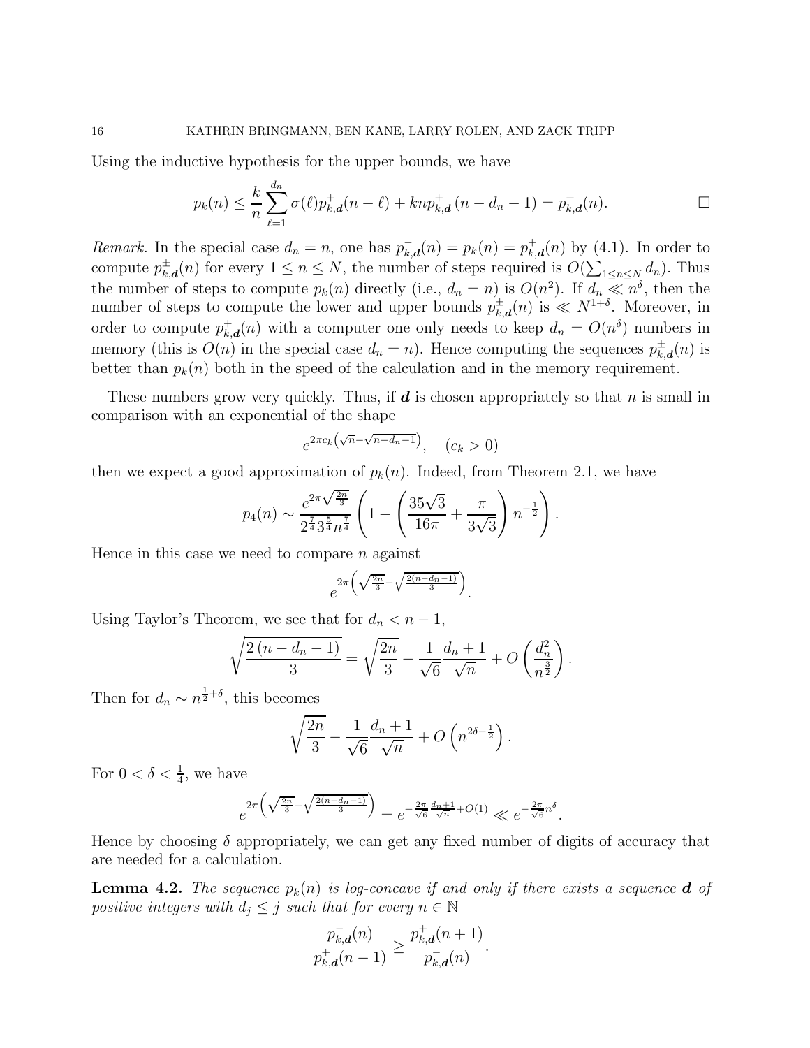Using the inductive hypothesis for the upper bounds, we have

$$p_k(n) \leq \frac{k}{n}\sum_{\ell=1}^{d_n} \sigma(\ell) p_{k,\boldsymbol{d}}^{+}(n-\ell) + knp_{k,\boldsymbol{d}}^{+}(n-d_n-1) = p_{k,\boldsymbol{d}}^{+}(n). \qquad \square$$

*Remark.* In the special case $d_n = n$, one has $p_{k,\boldsymbol{d}}^{-}(n) = p_k(n) = p_{k,\boldsymbol{d}}^{+}(n)$ by (4.1). In order to compute $p_{k,\boldsymbol{d}}^{\pm}(n)$ for every $1 \leq n \leq N$, the number of steps required is $O(\sum_{1\leq n\leq N} d_n)$. Thus the number of steps to compute $p_k(n)$ directly (i.e., $d_n = n$) is $O(n^2)$. If $d_n \ll n^{\delta}$, then the number of steps to compute the lower and upper bounds $p_{k,\boldsymbol{d}}^{\pm}(n)$ is $\ll N^{1+\delta}$. Moreover, in order to compute $p_{k,\boldsymbol{d}}^{+}(n)$ with a computer one only needs to keep $d_n = O(n^{\delta})$ numbers in memory (this is $O(n)$ in the special case $d_n = n$). Hence computing the sequences $p_{k,\boldsymbol{d}}^{\pm}(n)$ is better than $p_k(n)$ both in the speed of the calculation and in the memory requirement.

These numbers grow very quickly. Thus, if $\boldsymbol{d}$ is chosen appropriately so that $n$ is small in comparison with an exponential of the shape

$$e^{2\pi c_k\left(\sqrt{n}-\sqrt{n-d_n-1}\right)}, \quad (c_k > 0)$$

then we expect a good approximation of $p_k(n)$. Indeed, from Theorem 2.1, we have

$$p_4(n) \sim \frac{e^{2\pi\sqrt{\frac{2n}{3}}}}{2^{\frac{7}{4}}3^{\frac{5}{4}}n^{\frac{7}{4}}}\left(1 - \left(\frac{35\sqrt{3}}{16\pi} + \frac{\pi}{3\sqrt{3}}\right)n^{-\frac{1}{2}}\right).$$

Hence in this case we need to compare $n$ against

$$e^{2\pi\left(\sqrt{\frac{2n}{3}}-\sqrt{\frac{2(n-d_n-1)}{3}}\right)}.$$

Using Taylor's Theorem, we see that for $d_n < n-1$,

$$\sqrt{\frac{2\left(n-d_n-1\right)}{3}} = \sqrt{\frac{2n}{3}} - \frac{1}{\sqrt{6}}\frac{d_n+1}{\sqrt{n}} + O\left(\frac{d_n^2}{n^{\frac{3}{2}}}\right).$$

Then for $d_n \sim n^{\frac{1}{2}+\delta}$, this becomes

$$\sqrt{\frac{2n}{3}} - \frac{1}{\sqrt{6}}\frac{d_n+1}{\sqrt{n}} + O\left(n^{2\delta-\frac{1}{2}}\right).$$

For $0 < \delta < \frac{1}{4}$, we have

$$e^{2\pi\left(\sqrt{\frac{2n}{3}}-\sqrt{\frac{2(n-d_n-1)}{3}}\right)} = e^{-\frac{2\pi}{\sqrt{6}}\frac{d_n+1}{\sqrt{n}}+O(1)} \ll e^{-\frac{2\pi}{\sqrt{6}}n^{\delta}}.$$

Hence by choosing $\delta$ appropriately, we can get any fixed number of digits of accuracy that are needed for a calculation.

**Lemma 4.2.** *The sequence $p_k(n)$ is log-concave if and only if there exists a sequence $\boldsymbol{d}$ of positive integers with $d_j \leq j$ such that for every $n \in \mathbb{N}$*

$$\frac{p_{k,\boldsymbol{d}}^{-}(n)}{p_{k,\boldsymbol{d}}^{+}(n-1)} \geq \frac{p_{k,\boldsymbol{d}}^{+}(n+1)}{p_{k,\boldsymbol{d}}^{-}(n)}.$$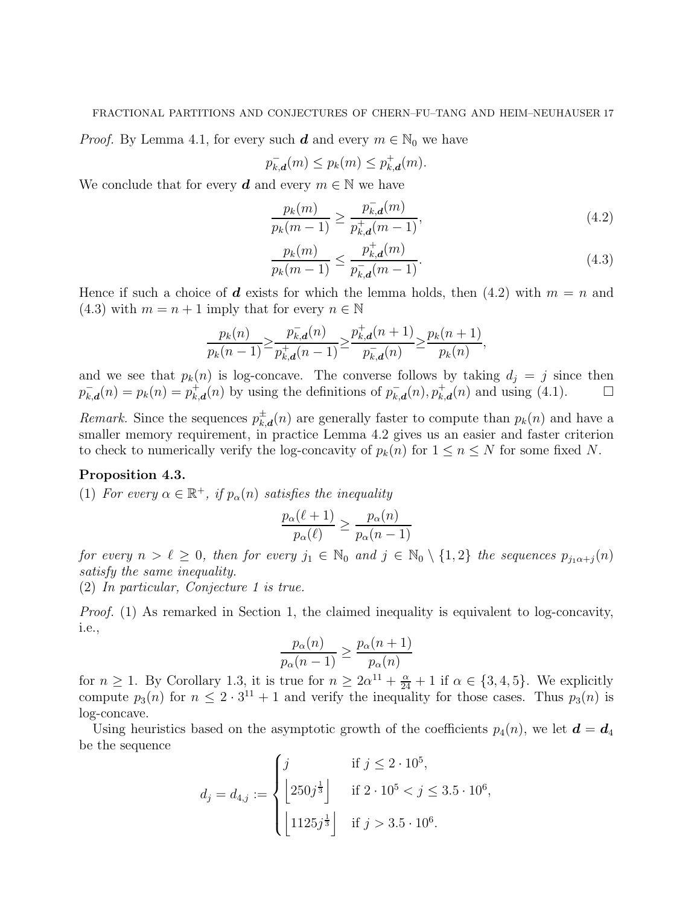*Proof.* By Lemma 4.1, for every such $\boldsymbol{d}$ and every $m \in \mathbb{N}_0$ we have

$$p_{k,\boldsymbol{d}}^{-}(m) \leq p_k(m) \leq p_{k,\boldsymbol{d}}^{+}(m).$$

We conclude that for every $\boldsymbol{d}$ and every $m \in \mathbb{N}$ we have

$$\frac{p_k(m)}{p_k(m-1)} \geq \frac{p_{k,\boldsymbol{d}}^{-}(m)}{p_{k,\boldsymbol{d}}^{+}(m-1)}, \tag{4.2}$$

$$\frac{p_k(m)}{p_k(m-1)} \leq \frac{p_{k,\boldsymbol{d}}^{+}(m)}{p_{k,\boldsymbol{d}}^{-}(m-1)}. \tag{4.3}$$

Hence if such a choice of $\boldsymbol{d}$ exists for which the lemma holds, then (4.2) with $m = n$ and (4.3) with $m = n+1$ imply that for every $n \in \mathbb{N}$

$$\frac{p_k(n)}{p_k(n-1)} \geq \frac{p_{k,\boldsymbol{d}}^{-}(n)}{p_{k,\boldsymbol{d}}^{+}(n-1)} \geq \frac{p_{k,\boldsymbol{d}}^{+}(n+1)}{p_{k,\boldsymbol{d}}^{-}(n)} \geq \frac{p_k(n+1)}{p_k(n)},$$

and we see that $p_k(n)$ is log-concave. The converse follows by taking $d_j = j$ since then $p_{k,\boldsymbol{d}}^{-}(n) = p_k(n) = p_{k,\boldsymbol{d}}^{+}(n)$ by using the definitions of $p_{k,\boldsymbol{d}}^{-}(n), p_{k,\boldsymbol{d}}^{+}(n)$ and using (4.1). $\square$

*Remark.* Since the sequences $p_{k,\boldsymbol{d}}^{\pm}(n)$ are generally faster to compute than $p_k(n)$ and have a smaller memory requirement, in practice Lemma 4.2 gives us an easier and faster criterion to check to numerically verify the log-concavity of $p_k(n)$ for $1 \leq n \leq N$ for some fixed $N$.

**Proposition 4.3.**

(1) *For every $\alpha \in \mathbb{R}^+$, if $p_\alpha(n)$ satisfies the inequality*

$$\frac{p_\alpha(\ell+1)}{p_\alpha(\ell)} \geq \frac{p_\alpha(n)}{p_\alpha(n-1)}$$

*for every $n > \ell \geq 0$, then for every $j_1 \in \mathbb{N}_0$ and $j \in \mathbb{N}_0 \setminus \{1, 2\}$ the sequences $p_{j_1\alpha+j}(n)$ satisfy the same inequality.*

(2) *In particular, Conjecture 1 is true.*

*Proof.* (1) As remarked in Section 1, the claimed inequality is equivalent to log-concavity, i.e.,

$$\frac{p_\alpha(n)}{p_\alpha(n-1)} \geq \frac{p_\alpha(n+1)}{p_\alpha(n)}$$

for $n \geq 1$. By Corollary 1.3, it is true for $n \geq 2\alpha^{11} + \frac{\alpha}{24} + 1$ if $\alpha \in \{3, 4, 5\}$. We explicitly compute $p_3(n)$ for $n \leq 2 \cdot 3^{11} + 1$ and verify the inequality for those cases. Thus $p_3(n)$ is log-concave.

Using heuristics based on the asymptotic growth of the coefficients $p_4(n)$, we let $\boldsymbol{d} = \boldsymbol{d}_4$ be the sequence

$$d_j = d_{4,j} := \begin{cases} j & \text{if } j \leq 2 \cdot 10^5, \\ \left\lfloor 250 j^{\frac{1}{3}} \right\rfloor & \text{if } 2 \cdot 10^5 < j \leq 3.5 \cdot 10^6, \\ \left\lfloor 1125 j^{\frac{1}{3}} \right\rfloor & \text{if } j > 3.5 \cdot 10^6. \end{cases}$$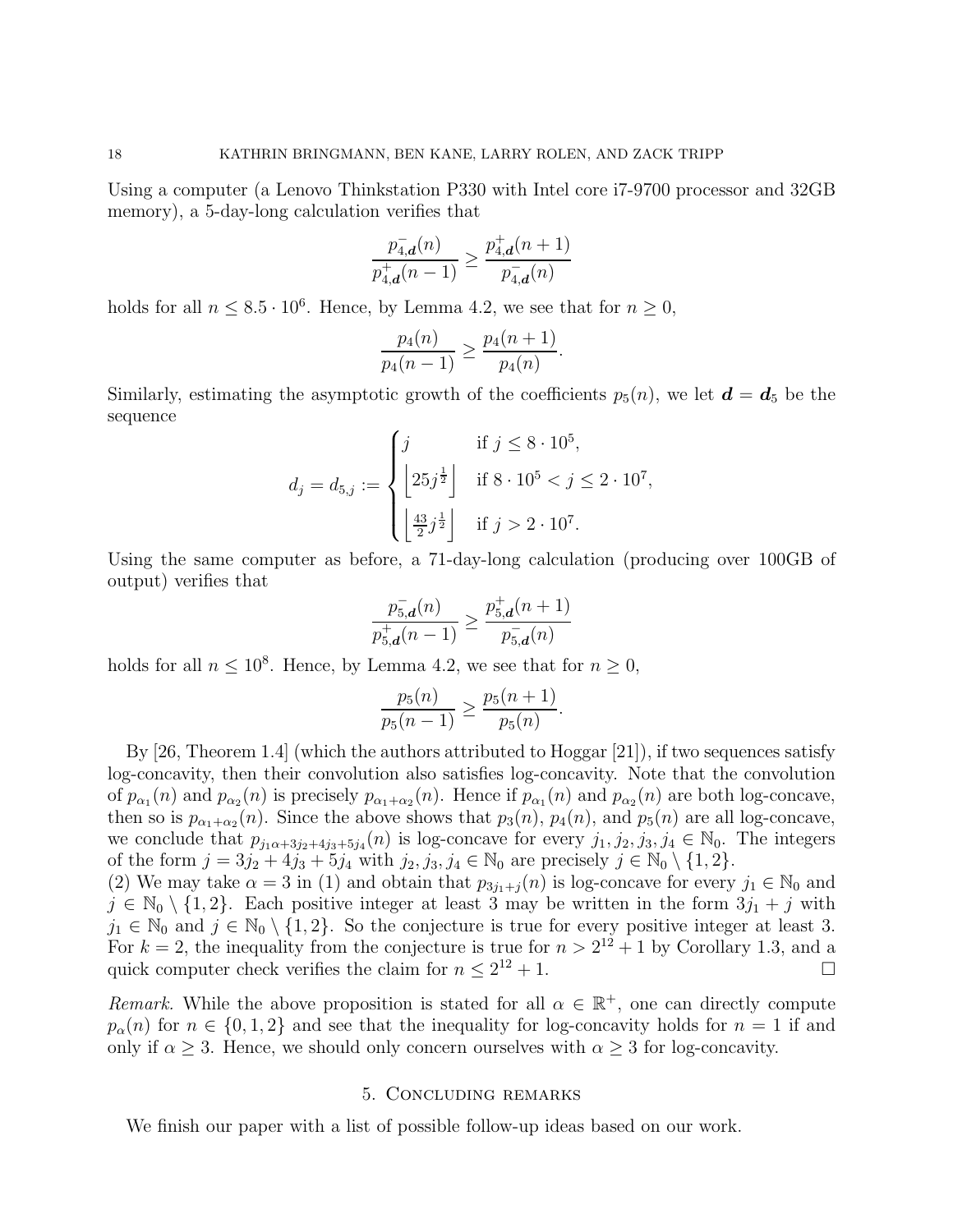Using a computer (a Lenovo Thinkstation P330 with Intel core i7-9700 processor and 32GB memory), a 5-day-long calculation verifies that

$$\frac{p^-_{4,\boldsymbol{d}}(n)}{p^+_{4,\boldsymbol{d}}(n-1)} \geq \frac{p^+_{4,\boldsymbol{d}}(n+1)}{p^-_{4,\boldsymbol{d}}(n)}$$

holds for all $n \leq 8.5 \cdot 10^6$. Hence, by Lemma 4.2, we see that for $n \geq 0$,

$$\frac{p_4(n)}{p_4(n-1)} \geq \frac{p_4(n+1)}{p_4(n)}.$$

Similarly, estimating the asymptotic growth of the coefficients $p_5(n)$, we let $\boldsymbol{d} = \boldsymbol{d}_5$ be the sequence

$$d_j = d_{5,j} := \begin{cases} j & \text{if } j \leq 8 \cdot 10^5, \\ \left\lfloor 25 j^{\frac{1}{2}} \right\rfloor & \text{if } 8 \cdot 10^5 < j \leq 2 \cdot 10^7, \\ \left\lfloor \frac{43}{2} j^{\frac{1}{2}} \right\rfloor & \text{if } j > 2 \cdot 10^7. \end{cases}$$

Using the same computer as before, a 71-day-long calculation (producing over 100GB of output) verifies that

$$\frac{p^-_{5,\boldsymbol{d}}(n)}{p^+_{5,\boldsymbol{d}}(n-1)} \geq \frac{p^+_{5,\boldsymbol{d}}(n+1)}{p^-_{5,\boldsymbol{d}}(n)}$$

holds for all $n \leq 10^8$. Hence, by Lemma 4.2, we see that for $n \geq 0$,

$$\frac{p_5(n)}{p_5(n-1)} \geq \frac{p_5(n+1)}{p_5(n)}.$$

By [26, Theorem 1.4] (which the authors attributed to Hoggar [21]), if two sequences satisfy log-concavity, then their convolution also satisfies log-concavity. Note that the convolution of $p_{\alpha_1}(n)$ and $p_{\alpha_2}(n)$ is precisely $p_{\alpha_1+\alpha_2}(n)$. Hence if $p_{\alpha_1}(n)$ and $p_{\alpha_2}(n)$ are both log-concave, then so is $p_{\alpha_1+\alpha_2}(n)$. Since the above shows that $p_3(n)$, $p_4(n)$, and $p_5(n)$ are all log-concave, we conclude that $p_{j_1\alpha+3j_2+4j_3+5j_4}(n)$ is log-concave for every $j_1, j_2, j_3, j_4 \in \mathbb{N}_0$. The integers of the form $j = 3j_2 + 4j_3 + 5j_4$ with $j_2, j_3, j_4 \in \mathbb{N}_0$ are precisely $j \in \mathbb{N}_0 \setminus \{1, 2\}$.

(2) We may take $\alpha = 3$ in (1) and obtain that $p_{3j_1+j}(n)$ is log-concave for every $j_1 \in \mathbb{N}_0$ and $j \in \mathbb{N}_0 \setminus \{1, 2\}$. Each positive integer at least 3 may be written in the form $3j_1 + j$ with $j_1 \in \mathbb{N}_0$ and $j \in \mathbb{N}_0 \setminus \{1, 2\}$. So the conjecture is true for every positive integer at least 3. For $k = 2$, the inequality from the conjecture is true for $n > 2^{12} + 1$ by Corollary 1.3, and a quick computer check verifies the claim for $n \leq 2^{12} + 1$. $\square$

*Remark.* While the above proposition is stated for all $\alpha \in \mathbb{R}^+$, one can directly compute $p_\alpha(n)$ for $n \in \{0, 1, 2\}$ and see that the inequality for log-concavity holds for $n = 1$ if and only if $\alpha \geq 3$. Hence, we should only concern ourselves with $\alpha \geq 3$ for log-concavity.

## 5. Concluding remarks

We finish our paper with a list of possible follow-up ideas based on our work.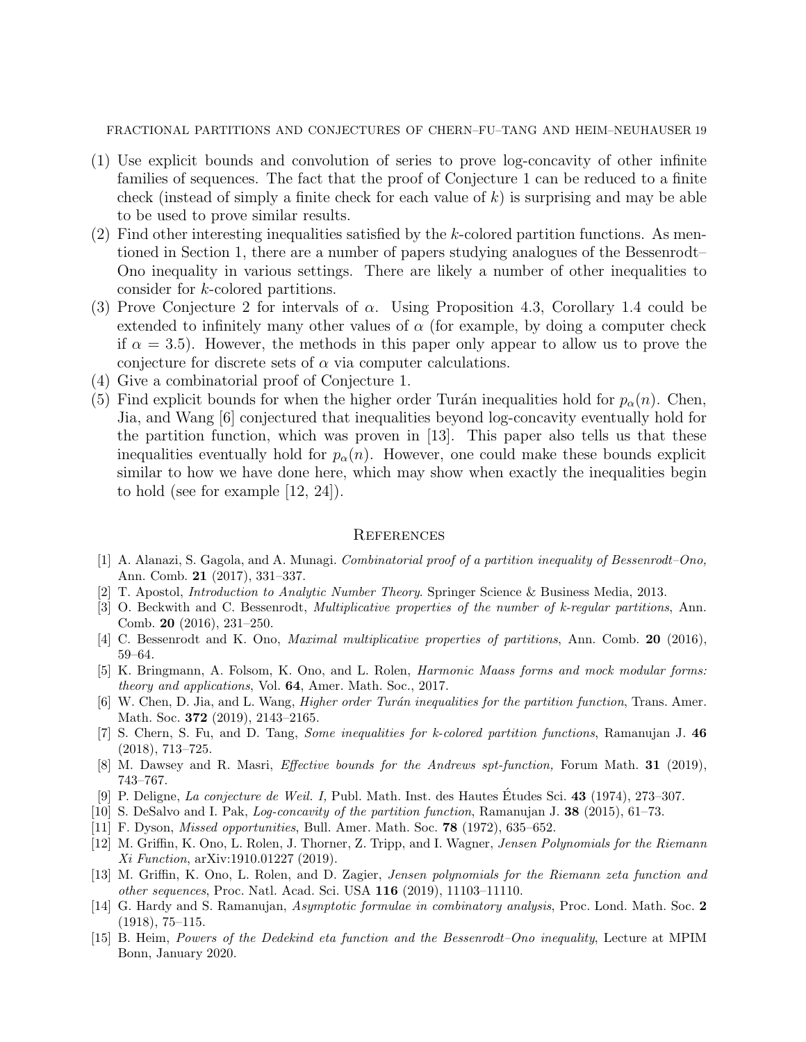(1) Use explicit bounds and convolution of series to prove log-concavity of other infinite families of sequences. The fact that the proof of Conjecture 1 can be reduced to a finite check (instead of simply a finite check for each value of $k$) is surprising and may be able to be used to prove similar results.
(2) Find other interesting inequalities satisfied by the $k$-colored partition functions. As mentioned in Section 1, there are a number of papers studying analogues of the Bessenrodt–Ono inequality in various settings. There are likely a number of other inequalities to consider for $k$-colored partitions.
(3) Prove Conjecture 2 for intervals of $\alpha$. Using Proposition 4.3, Corollary 1.4 could be extended to infinitely many other values of $\alpha$ (for example, by doing a computer check if $\alpha = 3.5$). However, the methods in this paper only appear to allow us to prove the conjecture for discrete sets of $\alpha$ via computer calculations.
(4) Give a combinatorial proof of Conjecture 1.
(5) Find explicit bounds for when the higher order Turán inequalities hold for $p_\alpha(n)$. Chen, Jia, and Wang [6] conjectured that inequalities beyond log-concavity eventually hold for the partition function, which was proven in [13]. This paper also tells us that these inequalities eventually hold for $p_\alpha(n)$. However, one could make these bounds explicit similar to how we have done here, which may show when exactly the inequalities begin to hold (see for example [12, 24]).

## References

[1] A. Alanazi, S. Gagola, and A. Munagi. *Combinatorial proof of a partition inequality of Bessenrodt–Ono,* Ann. Comb. **21** (2017), 331–337.

[2] T. Apostol, *Introduction to Analytic Number Theory*. Springer Science & Business Media, 2013.

[3] O. Beckwith and C. Bessenrodt, *Multiplicative properties of the number of k-regular partitions*, Ann. Comb. **20** (2016), 231–250.

[4] C. Bessenrodt and K. Ono, *Maximal multiplicative properties of partitions*, Ann. Comb. **20** (2016), 59–64.

[5] K. Bringmann, A. Folsom, K. Ono, and L. Rolen, *Harmonic Maass forms and mock modular forms: theory and applications*, Vol. **64**, Amer. Math. Soc., 2017.

[6] W. Chen, D. Jia, and L. Wang, *Higher order Turán inequalities for the partition function*, Trans. Amer. Math. Soc. **372** (2019), 2143–2165.

[7] S. Chern, S. Fu, and D. Tang, *Some inequalities for k-colored partition functions*, Ramanujan J. **46** (2018), 713–725.

[8] M. Dawsey and R. Masri, *Effective bounds for the Andrews spt-function,* Forum Math. **31** (2019), 743–767.

[9] P. Deligne, *La conjecture de Weil. I,* Publ. Math. Inst. des Hautes Études Sci. **43** (1974), 273–307.

[10] S. DeSalvo and I. Pak, *Log-concavity of the partition function*, Ramanujan J. **38** (2015), 61–73.

[11] F. Dyson, *Missed opportunities*, Bull. Amer. Math. Soc. **78** (1972), 635–652.

[12] M. Griffin, K. Ono, L. Rolen, J. Thorner, Z. Tripp, and I. Wagner, *Jensen Polynomials for the Riemann Xi Function*, arXiv:1910.01227 (2019).

[13] M. Griffin, K. Ono, L. Rolen, and D. Zagier, *Jensen polynomials for the Riemann zeta function and other sequences*, Proc. Natl. Acad. Sci. USA **116** (2019), 11103–11110.

[14] G. Hardy and S. Ramanujan, *Asymptotic formulae in combinatory analysis*, Proc. Lond. Math. Soc. **2** (1918), 75–115.

[15] B. Heim, *Powers of the Dedekind eta function and the Bessenrodt–Ono inequality*, Lecture at MPIM Bonn, January 2020.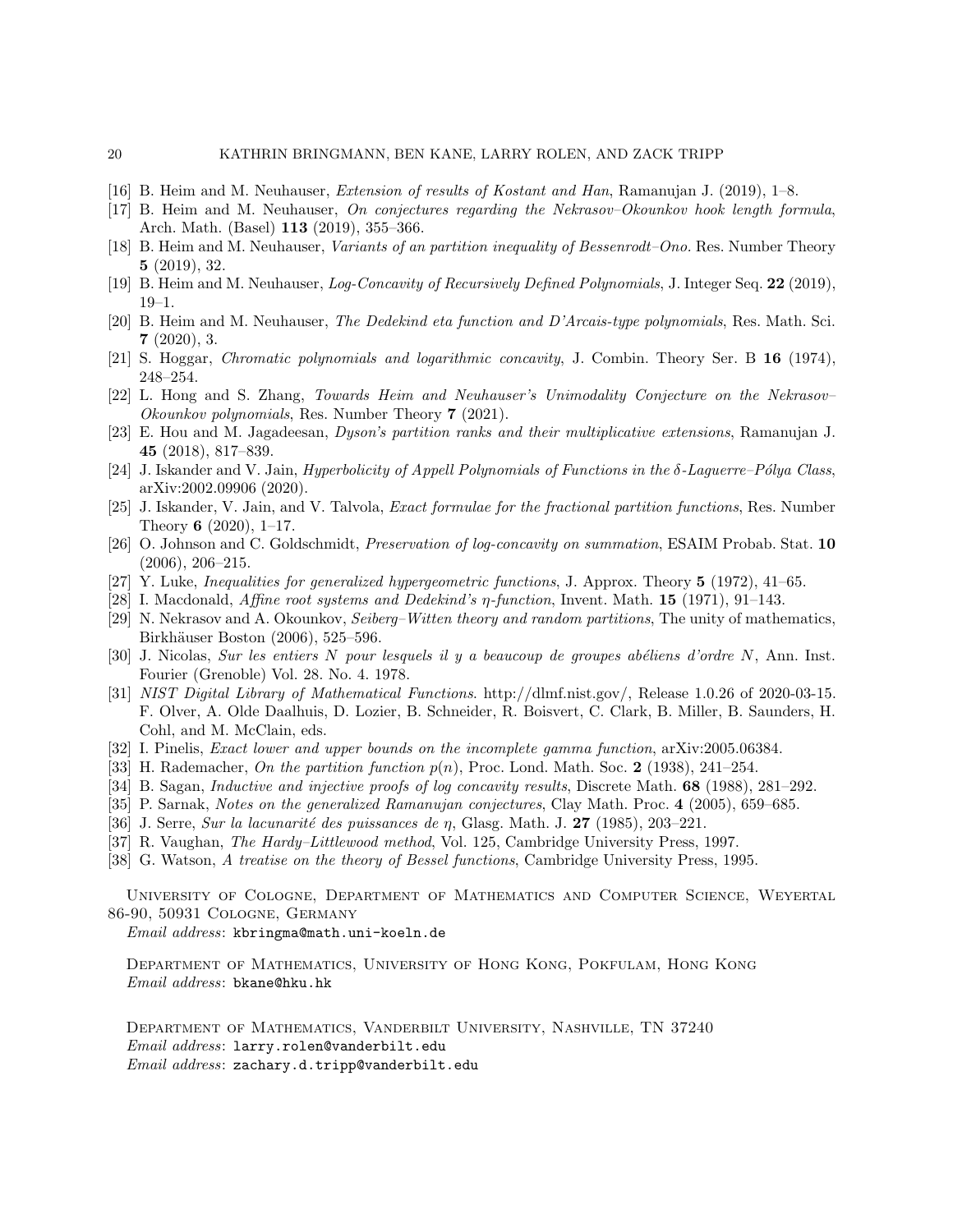[16] B. Heim and M. Neuhauser, *Extension of results of Kostant and Han*, Ramanujan J. (2019), 1–8.

[17] B. Heim and M. Neuhauser, *On conjectures regarding the Nekrasov–Okounkov hook length formula*, Arch. Math. (Basel) **113** (2019), 355–366.

[18] B. Heim and M. Neuhauser, *Variants of an partition inequality of Bessenrodt–Ono*. Res. Number Theory **5** (2019), 32.

[19] B. Heim and M. Neuhauser, *Log-Concavity of Recursively Defined Polynomials*, J. Integer Seq. **22** (2019), 19–1.

[20] B. Heim and M. Neuhauser, *The Dedekind eta function and D'Arcais-type polynomials*, Res. Math. Sci. **7** (2020), 3.

[21] S. Hoggar, *Chromatic polynomials and logarithmic concavity*, J. Combin. Theory Ser. B **16** (1974), 248–254.

[22] L. Hong and S. Zhang, *Towards Heim and Neuhauser's Unimodality Conjecture on the Nekrasov–Okounkov polynomials*, Res. Number Theory **7** (2021).

[23] E. Hou and M. Jagadeesan, *Dyson's partition ranks and their multiplicative extensions*, Ramanujan J. **45** (2018), 817–839.

[24] J. Iskander and V. Jain, *Hyperbolicity of Appell Polynomials of Functions in the $\delta$-Laguerre–Pólya Class*, arXiv:2002.09906 (2020).

[25] J. Iskander, V. Jain, and V. Talvola, *Exact formulae for the fractional partition functions*, Res. Number Theory **6** (2020), 1–17.

[26] O. Johnson and C. Goldschmidt, *Preservation of log-concavity on summation*, ESAIM Probab. Stat. **10** (2006), 206–215.

[27] Y. Luke, *Inequalities for generalized hypergeometric functions*, J. Approx. Theory **5** (1972), 41–65.

[28] I. Macdonald, *Affine root systems and Dedekind's $\eta$-function*, Invent. Math. **15** (1971), 91–143.

[29] N. Nekrasov and A. Okounkov, *Seiberg–Witten theory and random partitions*, The unity of mathematics, Birkhäuser Boston (2006), 525–596.

[30] J. Nicolas, *Sur les entiers $N$ pour lesquels il y a beaucoup de groupes abéliens d'ordre $N$*, Ann. Inst. Fourier (Grenoble) Vol. 28. No. 4. 1978.

[31] *NIST Digital Library of Mathematical Functions*. http://dlmf.nist.gov/, Release 1.0.26 of 2020-03-15. F. Olver, A. Olde Daalhuis, D. Lozier, B. Schneider, R. Boisvert, C. Clark, B. Miller, B. Saunders, H. Cohl, and M. McClain, eds.

[32] I. Pinelis, *Exact lower and upper bounds on the incomplete gamma function*, arXiv:2005.06384.

[33] H. Rademacher, *On the partition function $p(n)$*, Proc. Lond. Math. Soc. **2** (1938), 241–254.

[34] B. Sagan, *Inductive and injective proofs of log concavity results*, Discrete Math. **68** (1988), 281–292.

[35] P. Sarnak, *Notes on the generalized Ramanujan conjectures*, Clay Math. Proc. **4** (2005), 659–685.

[36] J. Serre, *Sur la lacunarité des puissances de $\eta$*, Glasg. Math. J. **27** (1985), 203–221.

[37] R. Vaughan, *The Hardy–Littlewood method*, Vol. 125, Cambridge University Press, 1997.

[38] G. Watson, *A treatise on the theory of Bessel functions*, Cambridge University Press, 1995.

University of Cologne, Department of Mathematics and Computer Science, Weyertal 86-90, 50931 Cologne, Germany
*Email address*: kbringma@math.uni-koeln.de

Department of Mathematics, University of Hong Kong, Pokfulam, Hong Kong
*Email address*: bkane@hku.hk

Department of Mathematics, Vanderbilt University, Nashville, TN 37240
*Email address*: larry.rolen@vanderbilt.edu
*Email address*: zachary.d.tripp@vanderbilt.edu